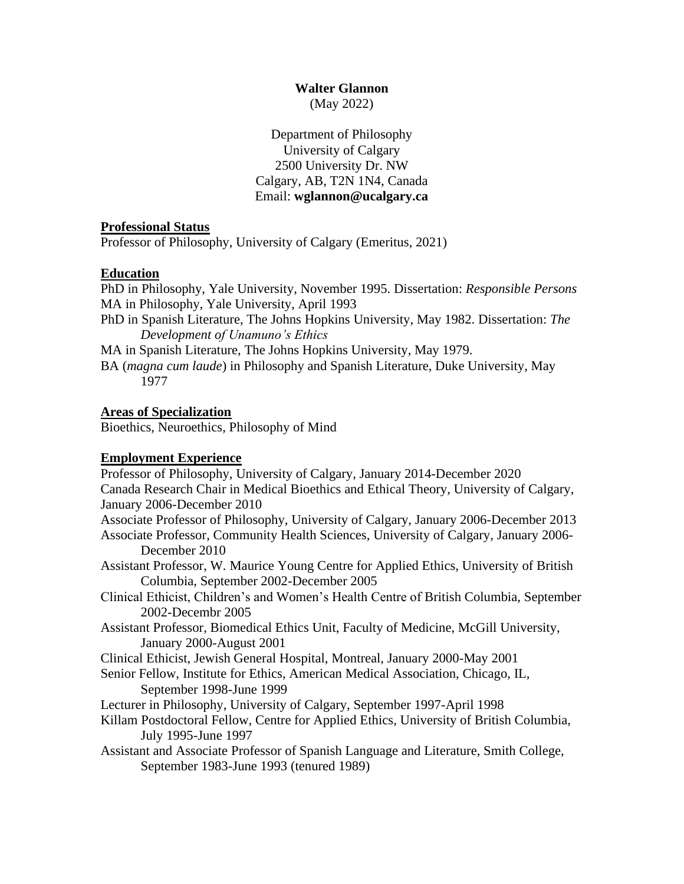**Walter Glannon**
(May 2022)

Department of Philosophy
University of Calgary
2500 University Dr. NW
Calgary, AB, T2N 1N4, Canada
Email: **wglannon@ucalgary.ca**

## Professional Status

Professor of Philosophy, University of Calgary (Emeritus, 2021)

## Education

PhD in Philosophy, Yale University, November 1995. Dissertation: *Responsible Persons*
MA in Philosophy, Yale University, April 1993
PhD in Spanish Literature, The Johns Hopkins University, May 1982. Dissertation: *The Development of Unamuno's Ethics*
MA in Spanish Literature, The Johns Hopkins University, May 1979.
BA (*magna cum laude*) in Philosophy and Spanish Literature, Duke University, May 1977

## Areas of Specialization

Bioethics, Neuroethics, Philosophy of Mind

## Employment Experience

Professor of Philosophy, University of Calgary, January 2014-December 2020
Canada Research Chair in Medical Bioethics and Ethical Theory, University of Calgary, January 2006-December 2010
Associate Professor of Philosophy, University of Calgary, January 2006-December 2013
Associate Professor, Community Health Sciences, University of Calgary, January 2006-December 2010
Assistant Professor, W. Maurice Young Centre for Applied Ethics, University of British Columbia, September 2002-December 2005
Clinical Ethicist, Children's and Women's Health Centre of British Columbia, September 2002-Decembr 2005
Assistant Professor, Biomedical Ethics Unit, Faculty of Medicine, McGill University, January 2000-August 2001
Clinical Ethicist, Jewish General Hospital, Montreal, January 2000-May 2001
Senior Fellow, Institute for Ethics, American Medical Association, Chicago, IL, September 1998-June 1999
Lecturer in Philosophy, University of Calgary, September 1997-April 1998
Killam Postdoctoral Fellow, Centre for Applied Ethics, University of British Columbia, July 1995-June 1997
Assistant and Associate Professor of Spanish Language and Literature, Smith College, September 1983-June 1993 (tenured 1989)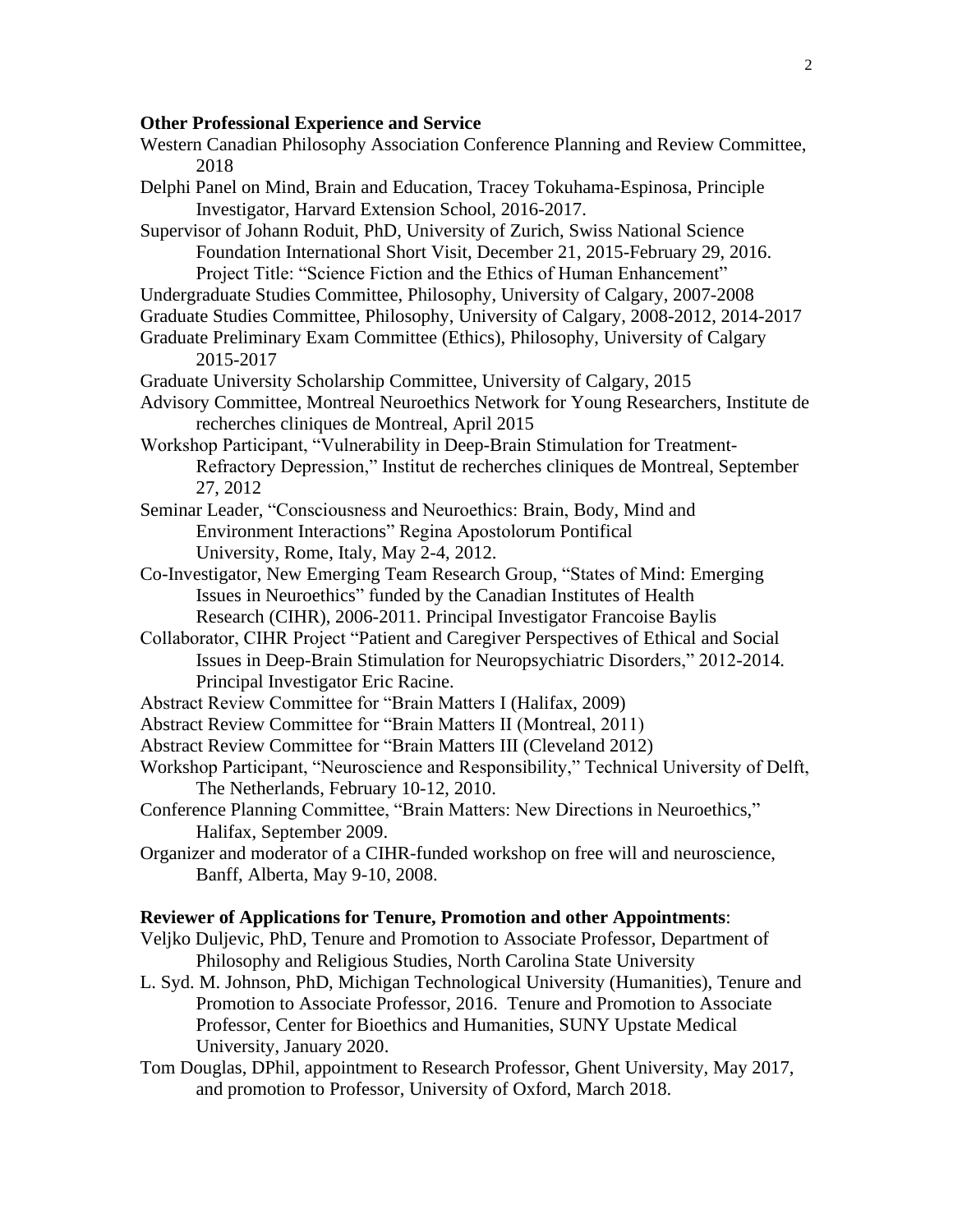**Other Professional Experience and Service**

Western Canadian Philosophy Association Conference Planning and Review Committee, 2018

Delphi Panel on Mind, Brain and Education, Tracey Tokuhama-Espinosa, Principle Investigator, Harvard Extension School, 2016-2017.

Supervisor of Johann Roduit, PhD, University of Zurich, Swiss National Science Foundation International Short Visit, December 21, 2015-February 29, 2016. Project Title: "Science Fiction and the Ethics of Human Enhancement"

Undergraduate Studies Committee, Philosophy, University of Calgary, 2007-2008

Graduate Studies Committee, Philosophy, University of Calgary, 2008-2012, 2014-2017

Graduate Preliminary Exam Committee (Ethics), Philosophy, University of Calgary 2015-2017

Graduate University Scholarship Committee, University of Calgary, 2015

Advisory Committee, Montreal Neuroethics Network for Young Researchers, Institute de recherches cliniques de Montreal, April 2015

Workshop Participant, "Vulnerability in Deep-Brain Stimulation for Treatment-Refractory Depression," Institut de recherches cliniques de Montreal, September 27, 2012

Seminar Leader, "Consciousness and Neuroethics: Brain, Body, Mind and Environment Interactions" Regina Apostolorum Pontifical University, Rome, Italy, May 2-4, 2012.

Co-Investigator, New Emerging Team Research Group, "States of Mind: Emerging Issues in Neuroethics" funded by the Canadian Institutes of Health Research (CIHR), 2006-2011. Principal Investigator Francoise Baylis

Collaborator, CIHR Project "Patient and Caregiver Perspectives of Ethical and Social Issues in Deep-Brain Stimulation for Neuropsychiatric Disorders," 2012-2014. Principal Investigator Eric Racine.

Abstract Review Committee for "Brain Matters I (Halifax, 2009)

Abstract Review Committee for "Brain Matters II (Montreal, 2011)

Abstract Review Committee for "Brain Matters III (Cleveland 2012)

Workshop Participant, "Neuroscience and Responsibility," Technical University of Delft, The Netherlands, February 10-12, 2010.

Conference Planning Committee, "Brain Matters: New Directions in Neuroethics," Halifax, September 2009.

Organizer and moderator of a CIHR-funded workshop on free will and neuroscience, Banff, Alberta, May 9-10, 2008.

**Reviewer of Applications for Tenure, Promotion and other Appointments**:

Veljko Duljevic, PhD, Tenure and Promotion to Associate Professor, Department of Philosophy and Religious Studies, North Carolina State University

L. Syd. M. Johnson, PhD, Michigan Technological University (Humanities), Tenure and Promotion to Associate Professor, 2016. Tenure and Promotion to Associate Professor, Center for Bioethics and Humanities, SUNY Upstate Medical University, January 2020.

Tom Douglas, DPhil, appointment to Research Professor, Ghent University, May 2017, and promotion to Professor, University of Oxford, March 2018.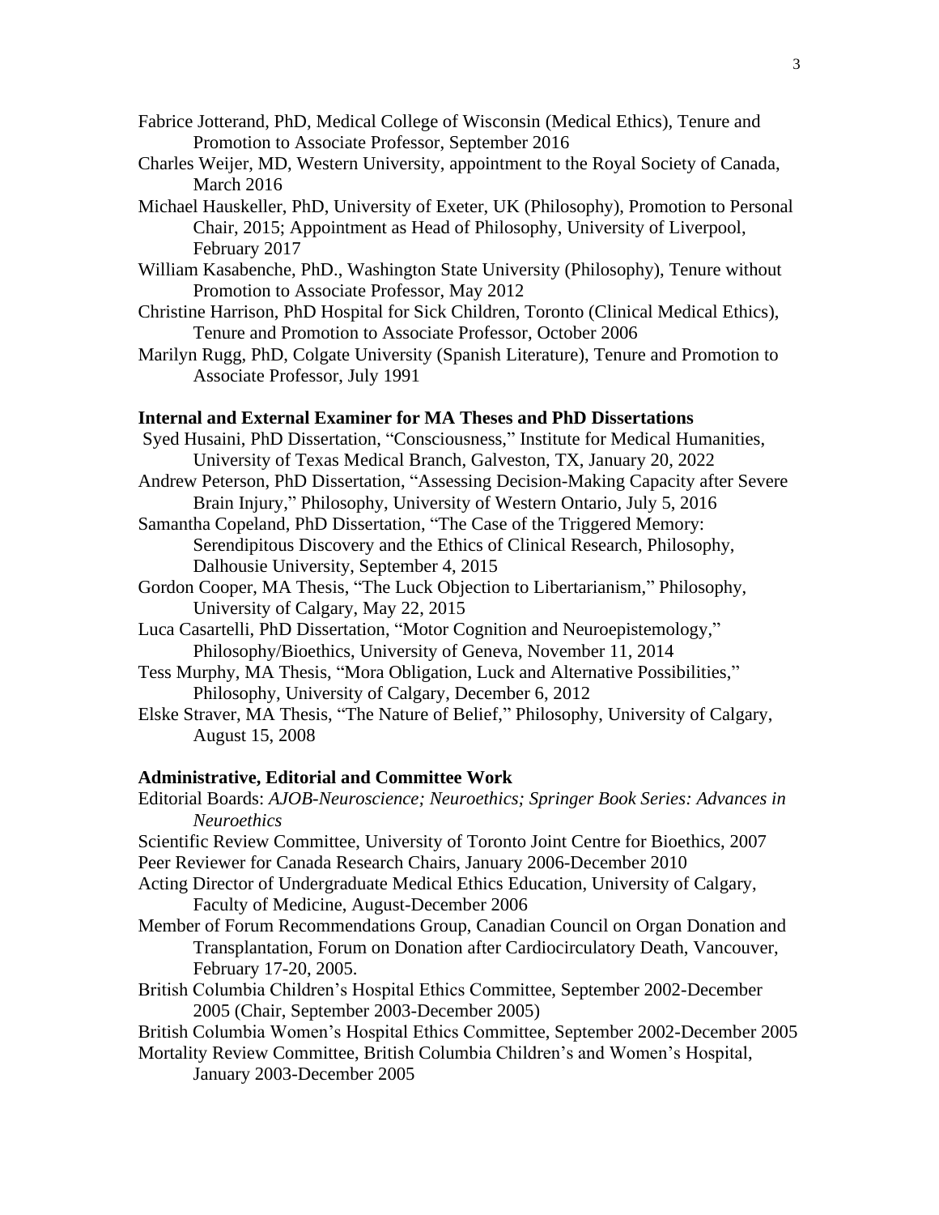Fabrice Jotterand, PhD, Medical College of Wisconsin (Medical Ethics), Tenure and Promotion to Associate Professor, September 2016

Charles Weijer, MD, Western University, appointment to the Royal Society of Canada, March 2016

Michael Hauskeller, PhD, University of Exeter, UK (Philosophy), Promotion to Personal Chair, 2015; Appointment as Head of Philosophy, University of Liverpool, February 2017

William Kasabenche, PhD., Washington State University (Philosophy), Tenure without Promotion to Associate Professor, May 2012

Christine Harrison, PhD Hospital for Sick Children, Toronto (Clinical Medical Ethics), Tenure and Promotion to Associate Professor, October 2006

Marilyn Rugg, PhD, Colgate University (Spanish Literature), Tenure and Promotion to Associate Professor, July 1991

**Internal and External Examiner for MA Theses and PhD Dissertations**

Syed Husaini, PhD Dissertation, "Consciousness," Institute for Medical Humanities, University of Texas Medical Branch, Galveston, TX, January 20, 2022

Andrew Peterson, PhD Dissertation, "Assessing Decision-Making Capacity after Severe Brain Injury," Philosophy, University of Western Ontario, July 5, 2016

Samantha Copeland, PhD Dissertation, "The Case of the Triggered Memory: Serendipitous Discovery and the Ethics of Clinical Research, Philosophy, Dalhousie University, September 4, 2015

Gordon Cooper, MA Thesis, "The Luck Objection to Libertarianism," Philosophy, University of Calgary, May 22, 2015

Luca Casartelli, PhD Dissertation, "Motor Cognition and Neuroepistemology," Philosophy/Bioethics, University of Geneva, November 11, 2014

Tess Murphy, MA Thesis, "Mora Obligation, Luck and Alternative Possibilities," Philosophy, University of Calgary, December 6, 2012

Elske Straver, MA Thesis, "The Nature of Belief," Philosophy, University of Calgary, August 15, 2008

**Administrative, Editorial and Committee Work**

Editorial Boards: *AJOB-Neuroscience; Neuroethics; Springer Book Series: Advances in Neuroethics*

Scientific Review Committee, University of Toronto Joint Centre for Bioethics, 2007

Peer Reviewer for Canada Research Chairs, January 2006-December 2010

Acting Director of Undergraduate Medical Ethics Education, University of Calgary, Faculty of Medicine, August-December 2006

Member of Forum Recommendations Group, Canadian Council on Organ Donation and Transplantation, Forum on Donation after Cardiocirculatory Death, Vancouver, February 17-20, 2005.

British Columbia Children's Hospital Ethics Committee, September 2002-December 2005 (Chair, September 2003-December 2005)

British Columbia Women's Hospital Ethics Committee, September 2002-December 2005

Mortality Review Committee, British Columbia Children's and Women's Hospital, January 2003-December 2005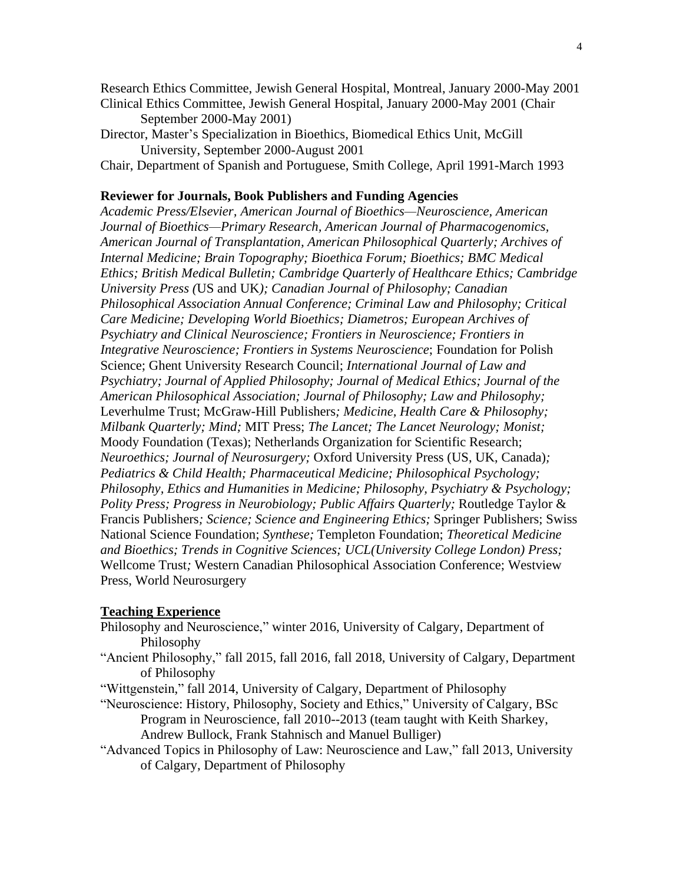Research Ethics Committee, Jewish General Hospital, Montreal, January 2000-May 2001

Clinical Ethics Committee, Jewish General Hospital, January 2000-May 2001 (Chair September 2000-May 2001)

Director, Master's Specialization in Bioethics, Biomedical Ethics Unit, McGill University, September 2000-August 2001

Chair, Department of Spanish and Portuguese, Smith College, April 1991-March 1993

**Reviewer for Journals, Book Publishers and Funding Agencies**

*Academic Press/Elsevier, American Journal of Bioethics—Neuroscience, American Journal of Bioethics—Primary Research, American Journal of Pharmacogenomics, American Journal of Transplantation, American Philosophical Quarterly; Archives of Internal Medicine; Brain Topography; Bioethica Forum; Bioethics; BMC Medical Ethics; British Medical Bulletin; Cambridge Quarterly of Healthcare Ethics; Cambridge University Press (*US and UK*); Canadian Journal of Philosophy; Canadian Philosophical Association Annual Conference; Criminal Law and Philosophy; Critical Care Medicine; Developing World Bioethics; Diametros; European Archives of Psychiatry and Clinical Neuroscience; Frontiers in Neuroscience; Frontiers in Integrative Neuroscience; Frontiers in Systems Neuroscience*; Foundation for Polish Science; Ghent University Research Council; *International Journal of Law and Psychiatry; Journal of Applied Philosophy; Journal of Medical Ethics; Journal of the American Philosophical Association; Journal of Philosophy; Law and Philosophy;* Leverhulme Trust; McGraw-Hill Publishers*; Medicine, Health Care & Philosophy; Milbank Quarterly; Mind;* MIT Press; *The Lancet; The Lancet Neurology; Monist;* Moody Foundation (Texas); Netherlands Organization for Scientific Research; *Neuroethics; Journal of Neurosurgery;* Oxford University Press (US, UK, Canada)*; Pediatrics & Child Health; Pharmaceutical Medicine; Philosophical Psychology; Philosophy, Ethics and Humanities in Medicine; Philosophy, Psychiatry & Psychology; Polity Press; Progress in Neurobiology; Public Affairs Quarterly;* Routledge Taylor & Francis Publishers*; Science; Science and Engineering Ethics;* Springer Publishers; Swiss National Science Foundation; *Synthese;* Templeton Foundation; *Theoretical Medicine and Bioethics; Trends in Cognitive Sciences; UCL(University College London) Press;* Wellcome Trust*;* Western Canadian Philosophical Association Conference; Westview Press, World Neurosurgery

**Teaching Experience**

Philosophy and Neuroscience," winter 2016, University of Calgary, Department of Philosophy

"Ancient Philosophy," fall 2015, fall 2016, fall 2018, University of Calgary, Department of Philosophy

"Wittgenstein," fall 2014, University of Calgary, Department of Philosophy

"Neuroscience: History, Philosophy, Society and Ethics," University of Calgary, BSc Program in Neuroscience, fall 2010--2013 (team taught with Keith Sharkey, Andrew Bullock, Frank Stahnisch and Manuel Bulliger)

"Advanced Topics in Philosophy of Law: Neuroscience and Law," fall 2013, University of Calgary, Department of Philosophy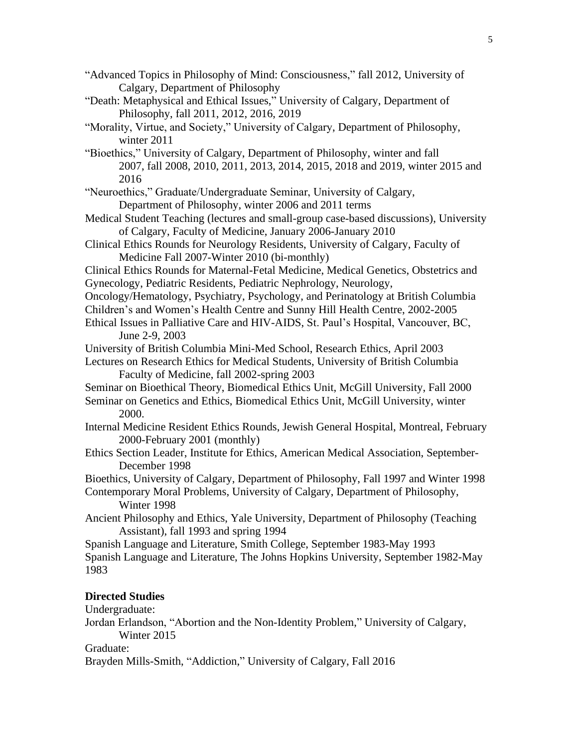"Advanced Topics in Philosophy of Mind: Consciousness," fall 2012, University of Calgary, Department of Philosophy

"Death: Metaphysical and Ethical Issues," University of Calgary, Department of Philosophy, fall 2011, 2012, 2016, 2019

"Morality, Virtue, and Society," University of Calgary, Department of Philosophy, winter 2011

"Bioethics," University of Calgary, Department of Philosophy, winter and fall 2007, fall 2008, 2010, 2011, 2013, 2014, 2015, 2018 and 2019, winter 2015 and 2016

"Neuroethics," Graduate/Undergraduate Seminar, University of Calgary, Department of Philosophy, winter 2006 and 2011 terms

Medical Student Teaching (lectures and small-group case-based discussions), University of Calgary, Faculty of Medicine, January 2006-January 2010

Clinical Ethics Rounds for Neurology Residents, University of Calgary, Faculty of Medicine Fall 2007-Winter 2010 (bi-monthly)

Clinical Ethics Rounds for Maternal-Fetal Medicine, Medical Genetics, Obstetrics and Gynecology, Pediatric Residents, Pediatric Nephrology, Neurology, Oncology/Hematology, Psychiatry, Psychology, and Perinatology at British Columbia Children's and Women's Health Centre and Sunny Hill Health Centre, 2002-2005

Ethical Issues in Palliative Care and HIV-AIDS, St. Paul's Hospital, Vancouver, BC, June 2-9, 2003

University of British Columbia Mini-Med School, Research Ethics, April 2003

Lectures on Research Ethics for Medical Students, University of British Columbia Faculty of Medicine, fall 2002-spring 2003

Seminar on Bioethical Theory, Biomedical Ethics Unit, McGill University, Fall 2000

Seminar on Genetics and Ethics, Biomedical Ethics Unit, McGill University, winter 2000.

Internal Medicine Resident Ethics Rounds, Jewish General Hospital, Montreal, February 2000-February 2001 (monthly)

Ethics Section Leader, Institute for Ethics, American Medical Association, September-December 1998

Bioethics, University of Calgary, Department of Philosophy, Fall 1997 and Winter 1998

Contemporary Moral Problems, University of Calgary, Department of Philosophy, Winter 1998

Ancient Philosophy and Ethics, Yale University, Department of Philosophy (Teaching Assistant), fall 1993 and spring 1994

Spanish Language and Literature, Smith College, September 1983-May 1993

Spanish Language and Literature, The Johns Hopkins University, September 1982-May 1983

**Directed Studies**

Undergraduate:

Jordan Erlandson, "Abortion and the Non-Identity Problem," University of Calgary, Winter 2015

Graduate:

Brayden Mills-Smith, "Addiction," University of Calgary, Fall 2016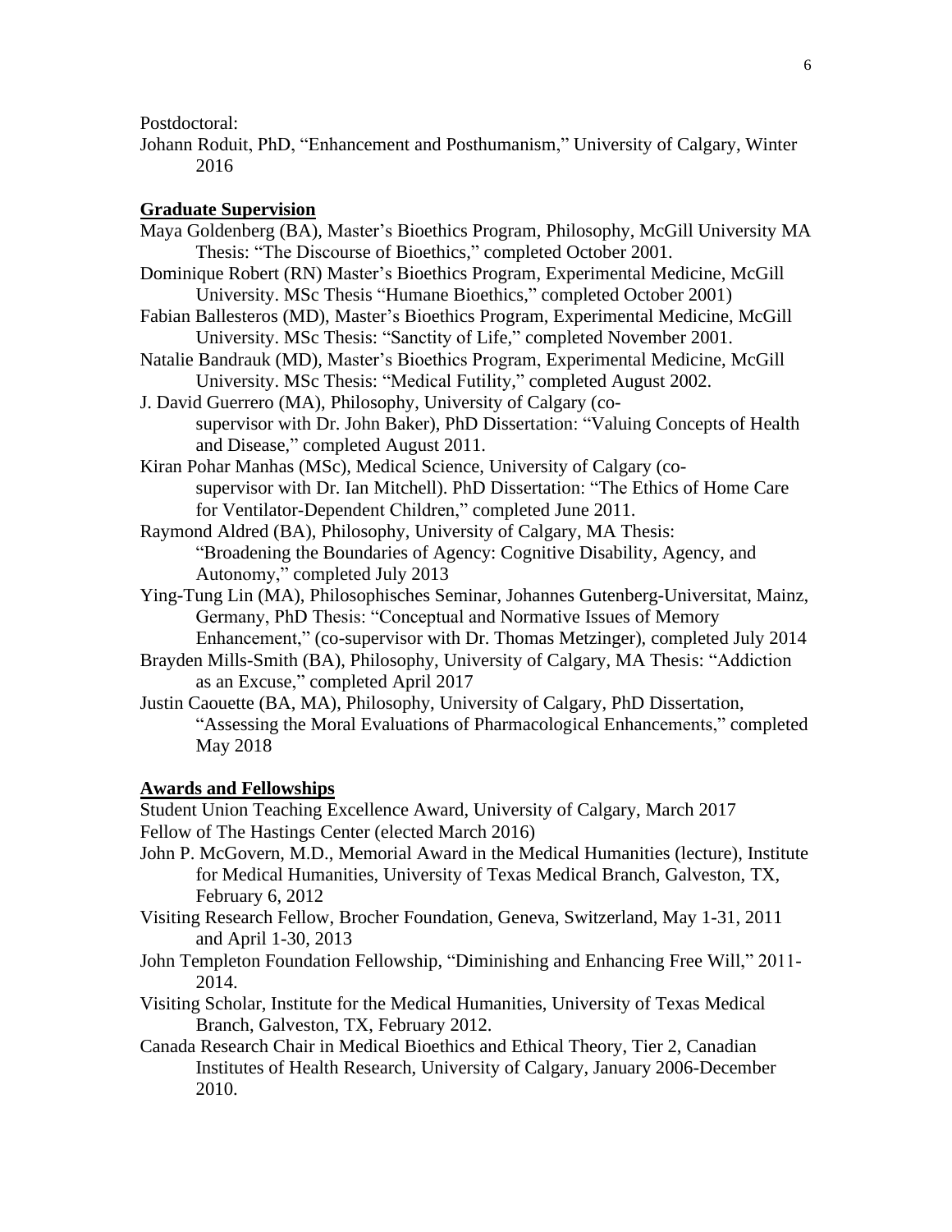Postdoctoral:

Johann Roduit, PhD, "Enhancement and Posthumanism," University of Calgary, Winter 2016

## Graduate Supervision

Maya Goldenberg (BA), Master's Bioethics Program, Philosophy, McGill University MA Thesis: "The Discourse of Bioethics," completed October 2001.

Dominique Robert (RN) Master's Bioethics Program, Experimental Medicine, McGill University. MSc Thesis "Humane Bioethics," completed October 2001)

Fabian Ballesteros (MD), Master's Bioethics Program, Experimental Medicine, McGill University. MSc Thesis: "Sanctity of Life," completed November 2001.

Natalie Bandrauk (MD), Master's Bioethics Program, Experimental Medicine, McGill University. MSc Thesis: "Medical Futility," completed August 2002.

J. David Guerrero (MA), Philosophy, University of Calgary (co-supervisor with Dr. John Baker), PhD Dissertation: "Valuing Concepts of Health and Disease," completed August 2011.

Kiran Pohar Manhas (MSc), Medical Science, University of Calgary (co-supervisor with Dr. Ian Mitchell). PhD Dissertation: "The Ethics of Home Care for Ventilator-Dependent Children," completed June 2011.

Raymond Aldred (BA), Philosophy, University of Calgary, MA Thesis: "Broadening the Boundaries of Agency: Cognitive Disability, Agency, and Autonomy," completed July 2013

Ying-Tung Lin (MA), Philosophisches Seminar, Johannes Gutenberg-Universitat, Mainz, Germany, PhD Thesis: "Conceptual and Normative Issues of Memory Enhancement," (co-supervisor with Dr. Thomas Metzinger), completed July 2014

Brayden Mills-Smith (BA), Philosophy, University of Calgary, MA Thesis: "Addiction as an Excuse," completed April 2017

Justin Caouette (BA, MA), Philosophy, University of Calgary, PhD Dissertation, "Assessing the Moral Evaluations of Pharmacological Enhancements," completed May 2018

## Awards and Fellowships

Student Union Teaching Excellence Award, University of Calgary, March 2017

Fellow of The Hastings Center (elected March 2016)

John P. McGovern, M.D., Memorial Award in the Medical Humanities (lecture), Institute for Medical Humanities, University of Texas Medical Branch, Galveston, TX, February 6, 2012

Visiting Research Fellow, Brocher Foundation, Geneva, Switzerland, May 1-31, 2011 and April 1-30, 2013

John Templeton Foundation Fellowship, "Diminishing and Enhancing Free Will," 2011-2014.

Visiting Scholar, Institute for the Medical Humanities, University of Texas Medical Branch, Galveston, TX, February 2012.

Canada Research Chair in Medical Bioethics and Ethical Theory, Tier 2, Canadian Institutes of Health Research, University of Calgary, January 2006-December 2010.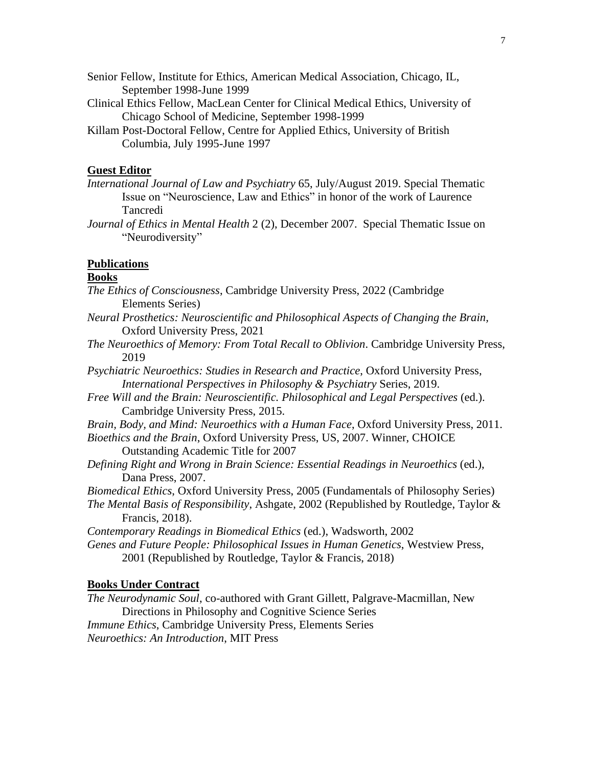Senior Fellow, Institute for Ethics, American Medical Association, Chicago, IL, September 1998-June 1999

Clinical Ethics Fellow, MacLean Center for Clinical Medical Ethics, University of Chicago School of Medicine, September 1998-1999

Killam Post-Doctoral Fellow, Centre for Applied Ethics, University of British Columbia, July 1995-June 1997

**Guest Editor**

*International Journal of Law and Psychiatry* 65, July/August 2019. Special Thematic Issue on "Neuroscience, Law and Ethics" in honor of the work of Laurence Tancredi

*Journal of Ethics in Mental Health* 2 (2), December 2007. Special Thematic Issue on "Neurodiversity"

**Publications**

**Books**

*The Ethics of Consciousness*, Cambridge University Press, 2022 (Cambridge Elements Series)

*Neural Prosthetics: Neuroscientific and Philosophical Aspects of Changing the Brain*, Oxford University Press, 2021

*The Neuroethics of Memory: From Total Recall to Oblivion*. Cambridge University Press, 2019

*Psychiatric Neuroethics: Studies in Research and Practice*, Oxford University Press, *International Perspectives in Philosophy & Psychiatry* Series, 2019.

*Free Will and the Brain: Neuroscientific. Philosophical and Legal Perspectives* (ed.). Cambridge University Press, 2015.

*Brain, Body, and Mind: Neuroethics with a Human Face*, Oxford University Press, 2011.

*Bioethics and the Brain*, Oxford University Press, US, 2007. Winner, CHOICE Outstanding Academic Title for 2007

*Defining Right and Wrong in Brain Science: Essential Readings in Neuroethics* (ed.), Dana Press, 2007.

*Biomedical Ethics*, Oxford University Press, 2005 (Fundamentals of Philosophy Series)

*The Mental Basis of Responsibility*, Ashgate, 2002 (Republished by Routledge, Taylor & Francis, 2018).

*Contemporary Readings in Biomedical Ethics* (ed.), Wadsworth, 2002

*Genes and Future People: Philosophical Issues in Human Genetics*, Westview Press, 2001 (Republished by Routledge, Taylor & Francis, 2018)

**Books Under Contract**

*The Neurodynamic Soul*, co-authored with Grant Gillett, Palgrave-Macmillan, New Directions in Philosophy and Cognitive Science Series

*Immune Ethics*, Cambridge University Press, Elements Series

*Neuroethics: An Introduction*, MIT Press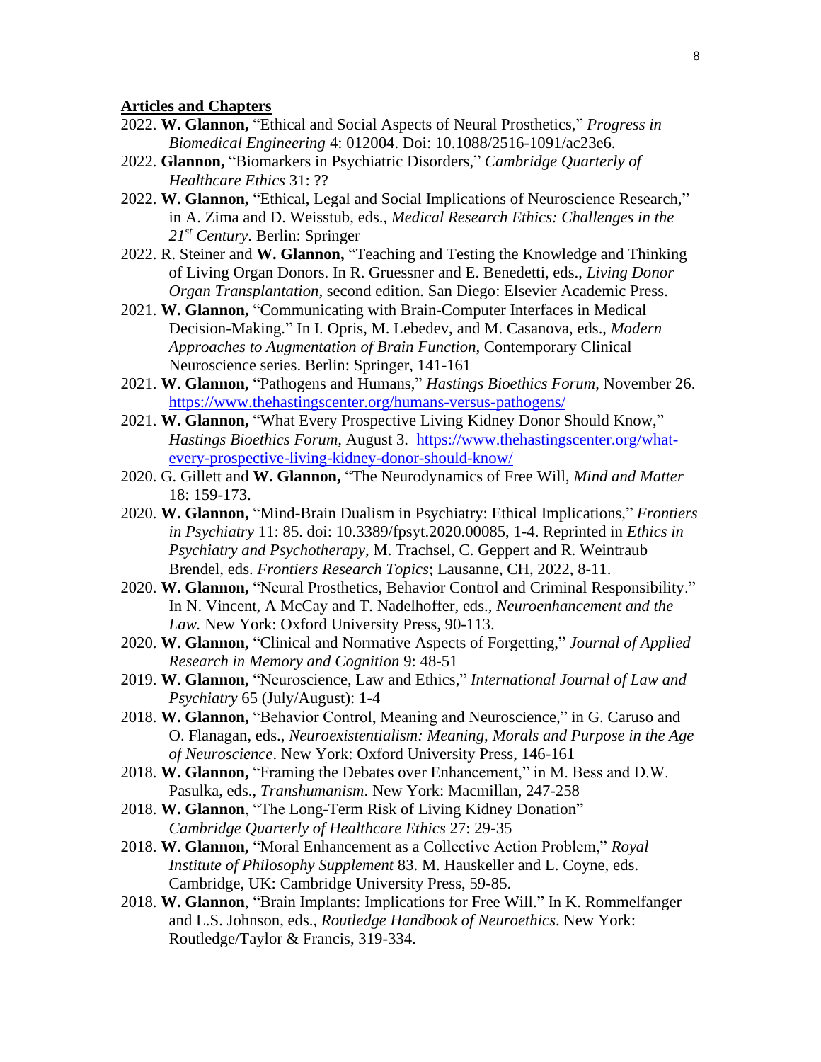**Articles and Chapters**

2022. **W. Glannon,** "Ethical and Social Aspects of Neural Prosthetics," *Progress in Biomedical Engineering* 4: 012004. Doi: 10.1088/2516-1091/ac23e6.

2022. **Glannon,** "Biomarkers in Psychiatric Disorders," *Cambridge Quarterly of Healthcare Ethics* 31: ??

2022. **W. Glannon,** "Ethical, Legal and Social Implications of Neuroscience Research," in A. Zima and D. Weisstub, eds., *Medical Research Ethics: Challenges in the 21st Century*. Berlin: Springer

2022. R. Steiner and **W. Glannon,** "Teaching and Testing the Knowledge and Thinking of Living Organ Donors. In R. Gruessner and E. Benedetti, eds., *Living Donor Organ Transplantation*, second edition. San Diego: Elsevier Academic Press.

2021. **W. Glannon,** "Communicating with Brain-Computer Interfaces in Medical Decision-Making." In I. Opris, M. Lebedev, and M. Casanova, eds., *Modern Approaches to Augmentation of Brain Function*, Contemporary Clinical Neuroscience series. Berlin: Springer, 141-161

2021. **W. Glannon,** "Pathogens and Humans," *Hastings Bioethics Forum*, November 26. https://www.thehastingscenter.org/humans-versus-pathogens/

2021. **W. Glannon,** "What Every Prospective Living Kidney Donor Should Know," *Hastings Bioethics Forum*, August 3. https://www.thehastingscenter.org/what-every-prospective-living-kidney-donor-should-know/

2020. G. Gillett and **W. Glannon,** "The Neurodynamics of Free Will, *Mind and Matter* 18: 159-173.

2020. **W. Glannon,** "Mind-Brain Dualism in Psychiatry: Ethical Implications," *Frontiers in Psychiatry* 11: 85. doi: 10.3389/fpsyt.2020.00085, 1-4. Reprinted in *Ethics in Psychiatry and Psychotherapy*, M. Trachsel, C. Geppert and R. Weintraub Brendel, eds. *Frontiers Research Topics*; Lausanne, CH, 2022, 8-11.

2020. **W. Glannon,** "Neural Prosthetics, Behavior Control and Criminal Responsibility." In N. Vincent, A McCay and T. Nadelhoffer, eds., *Neuroenhancement and the Law.* New York: Oxford University Press, 90-113.

2020. **W. Glannon,** "Clinical and Normative Aspects of Forgetting," *Journal of Applied Research in Memory and Cognition* 9: 48-51

2019. **W. Glannon,** "Neuroscience, Law and Ethics," *International Journal of Law and Psychiatry* 65 (July/August): 1-4

2018. **W. Glannon,** "Behavior Control, Meaning and Neuroscience," in G. Caruso and O. Flanagan, eds., *Neuroexistentialism: Meaning, Morals and Purpose in the Age of Neuroscience*. New York: Oxford University Press, 146-161

2018. **W. Glannon,** "Framing the Debates over Enhancement," in M. Bess and D.W. Pasulka, eds., *Transhumanism*. New York: Macmillan, 247-258

2018. **W. Glannon**, "The Long-Term Risk of Living Kidney Donation" *Cambridge Quarterly of Healthcare Ethics* 27: 29-35

2018. **W. Glannon,** "Moral Enhancement as a Collective Action Problem," *Royal Institute of Philosophy Supplement* 83. M. Hauskeller and L. Coyne, eds. Cambridge, UK: Cambridge University Press, 59-85.

2018. **W. Glannon**, "Brain Implants: Implications for Free Will." In K. Rommelfanger and L.S. Johnson, eds., *Routledge Handbook of Neuroethics*. New York: Routledge/Taylor & Francis, 319-334.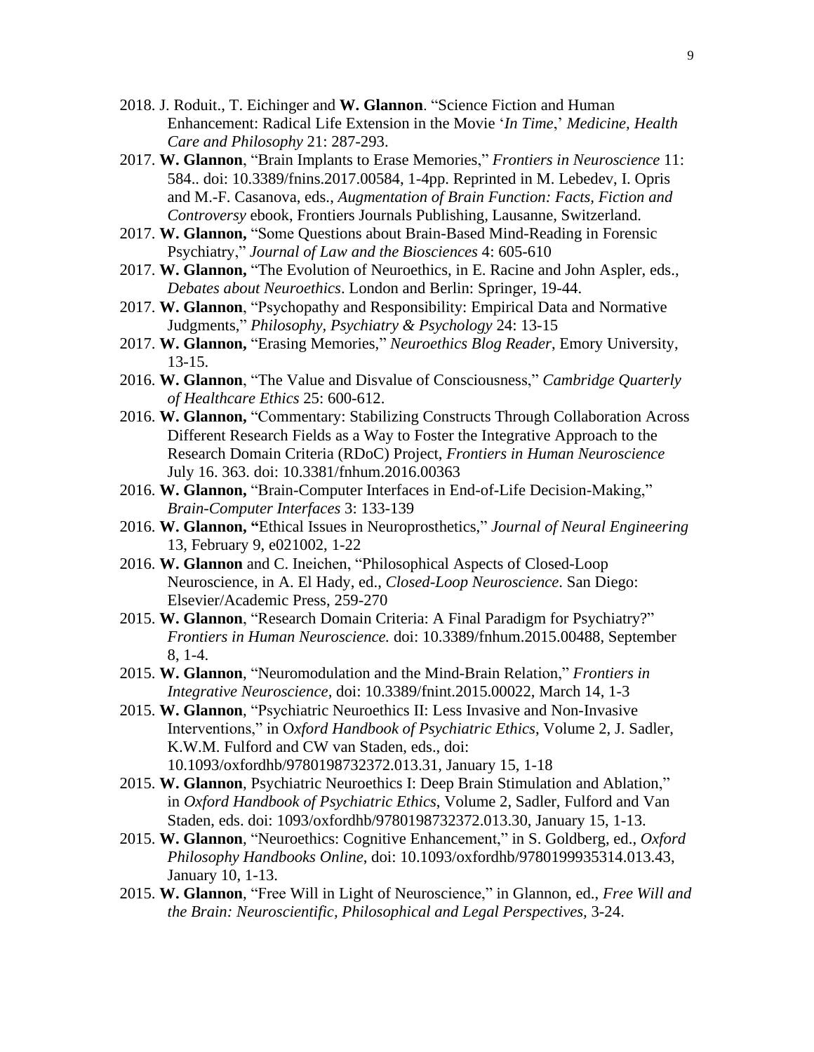2018. J. Roduit., T. Eichinger and **W. Glannon**. "Science Fiction and Human Enhancement: Radical Life Extension in the Movie '*In Time*,' *Medicine, Health Care and Philosophy* 21: 287-293.

2017. **W. Glannon**, "Brain Implants to Erase Memories," *Frontiers in Neuroscience* 11: 584.. doi: 10.3389/fnins.2017.00584, 1-4pp. Reprinted in M. Lebedev, I. Opris and M.-F. Casanova, eds., *Augmentation of Brain Function: Facts, Fiction and Controversy* ebook, Frontiers Journals Publishing, Lausanne, Switzerland.

2017. **W. Glannon,** "Some Questions about Brain-Based Mind-Reading in Forensic Psychiatry," *Journal of Law and the Biosciences* 4: 605-610

2017. **W. Glannon,** "The Evolution of Neuroethics, in E. Racine and John Aspler, eds., *Debates about Neuroethics*. London and Berlin: Springer, 19-44.

2017. **W. Glannon**, "Psychopathy and Responsibility: Empirical Data and Normative Judgments," *Philosophy, Psychiatry & Psychology* 24: 13-15

2017. **W. Glannon,** "Erasing Memories," *Neuroethics Blog Reader*, Emory University, 13-15.

2016. **W. Glannon**, "The Value and Disvalue of Consciousness," *Cambridge Quarterly of Healthcare Ethics* 25: 600-612.

2016. **W. Glannon,** "Commentary: Stabilizing Constructs Through Collaboration Across Different Research Fields as a Way to Foster the Integrative Approach to the Research Domain Criteria (RDoC) Project, *Frontiers in Human Neuroscience* July 16. 363. doi: 10.3381/fnhum.2016.00363

2016. **W. Glannon,** "Brain-Computer Interfaces in End-of-Life Decision-Making," *Brain-Computer Interfaces* 3: 133-139

2016. **W. Glannon, "**Ethical Issues in Neuroprosthetics," *Journal of Neural Engineering* 13, February 9, e021002, 1-22

2016. **W. Glannon** and C. Ineichen, "Philosophical Aspects of Closed-Loop Neuroscience, in A. El Hady, ed., *Closed-Loop Neuroscience*. San Diego: Elsevier/Academic Press, 259-270

2015. **W. Glannon**, "Research Domain Criteria: A Final Paradigm for Psychiatry?" *Frontiers in Human Neuroscience.* doi: 10.3389/fnhum.2015.00488, September 8, 1-4.

2015. **W. Glannon**, "Neuromodulation and the Mind-Brain Relation," *Frontiers in Integrative Neuroscience*, doi: 10.3389/fnint.2015.00022, March 14, 1-3

2015. **W. Glannon**, "Psychiatric Neuroethics II: Less Invasive and Non-Invasive Interventions," in O*xford Handbook of Psychiatric Ethics*, Volume 2, J. Sadler, K.W.M. Fulford and CW van Staden, eds., doi: 10.1093/oxfordhb/9780198732372.013.31, January 15, 1-18

2015. **W. Glannon**, Psychiatric Neuroethics I: Deep Brain Stimulation and Ablation," in *Oxford Handbook of Psychiatric Ethics*, Volume 2, Sadler, Fulford and Van Staden, eds. doi: 1093/oxfordhb/9780198732372.013.30, January 15, 1-13.

2015. **W. Glannon**, "Neuroethics: Cognitive Enhancement," in S. Goldberg, ed., *Oxford Philosophy Handbooks Online*, doi: 10.1093/oxfordhb/9780199935314.013.43, January 10, 1-13.

2015. **W. Glannon**, "Free Will in Light of Neuroscience," in Glannon, ed., *Free Will and the Brain: Neuroscientific, Philosophical and Legal Perspectives,* 3-24.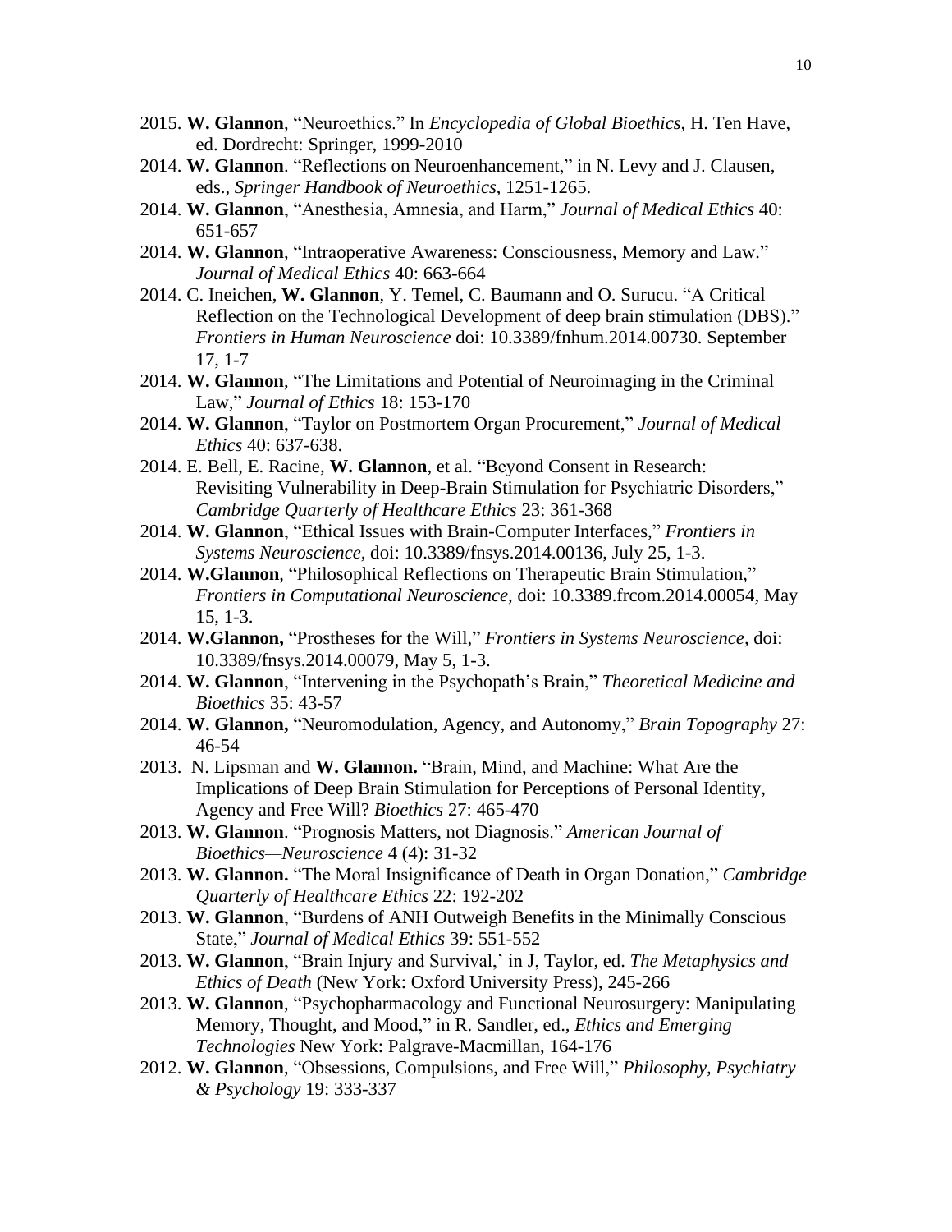2015. **W. Glannon**, “Neuroethics.” In *Encyclopedia of Global Bioethics*, H. Ten Have, ed. Dordrecht: Springer, 1999-2010

2014. **W. Glannon**. “Reflections on Neuroenhancement,” in N. Levy and J. Clausen, eds., *Springer Handbook of Neuroethics*, 1251-1265.

2014. **W. Glannon**, “Anesthesia, Amnesia, and Harm,” *Journal of Medical Ethics* 40: 651-657

2014. **W. Glannon**, “Intraoperative Awareness: Consciousness, Memory and Law.” *Journal of Medical Ethics* 40: 663-664

2014. C. Ineichen, **W. Glannon**, Y. Temel, C. Baumann and O. Surucu. “A Critical Reflection on the Technological Development of deep brain stimulation (DBS).” *Frontiers in Human Neuroscience* doi: 10.3389/fnhum.2014.00730. September 17, 1-7

2014. **W. Glannon**, “The Limitations and Potential of Neuroimaging in the Criminal Law,” *Journal of Ethics* 18: 153-170

2014. **W. Glannon**, “Taylor on Postmortem Organ Procurement,” *Journal of Medical Ethics* 40: 637-638.

2014. E. Bell, E. Racine, **W. Glannon**, et al. “Beyond Consent in Research: Revisiting Vulnerability in Deep-Brain Stimulation for Psychiatric Disorders,” *Cambridge Quarterly of Healthcare Ethics* 23: 361-368

2014. **W. Glannon**, “Ethical Issues with Brain-Computer Interfaces,” *Frontiers in Systems Neuroscience*, doi: 10.3389/fnsys.2014.00136, July 25, 1-3.

2014. **W.Glannon**, “Philosophical Reflections on Therapeutic Brain Stimulation,” *Frontiers in Computational Neuroscience*, doi: 10.3389.frcom.2014.00054, May 15, 1-3.

2014. **W.Glannon,** “Prostheses for the Will,” *Frontiers in Systems Neuroscience*, doi: 10.3389/fnsys.2014.00079, May 5, 1-3.

2014. **W. Glannon**, “Intervening in the Psychopath’s Brain,” *Theoretical Medicine and Bioethics* 35: 43-57

2014. **W. Glannon,** “Neuromodulation, Agency, and Autonomy,” *Brain Topography* 27: 46-54

2013. N. Lipsman and **W. Glannon.** “Brain, Mind, and Machine: What Are the Implications of Deep Brain Stimulation for Perceptions of Personal Identity, Agency and Free Will? *Bioethics* 27: 465-470

2013. **W. Glannon**. “Prognosis Matters, not Diagnosis.” *American Journal of Bioethics—Neuroscience* 4 (4): 31-32

2013. **W. Glannon.** “The Moral Insignificance of Death in Organ Donation,” *Cambridge Quarterly of Healthcare Ethics* 22: 192-202

2013. **W. Glannon**, “Burdens of ANH Outweigh Benefits in the Minimally Conscious State,” *Journal of Medical Ethics* 39: 551-552

2013. **W. Glannon**, “Brain Injury and Survival,’ in J, Taylor, ed. *The Metaphysics and Ethics of Death* (New York: Oxford University Press), 245-266

2013. **W. Glannon**, “Psychopharmacology and Functional Neurosurgery: Manipulating Memory, Thought, and Mood,” in R. Sandler, ed., *Ethics and Emerging Technologies* New York: Palgrave-Macmillan, 164-176

2012. **W. Glannon**, “Obsessions, Compulsions, and Free Will,” *Philosophy, Psychiatry & Psychology* 19: 333-337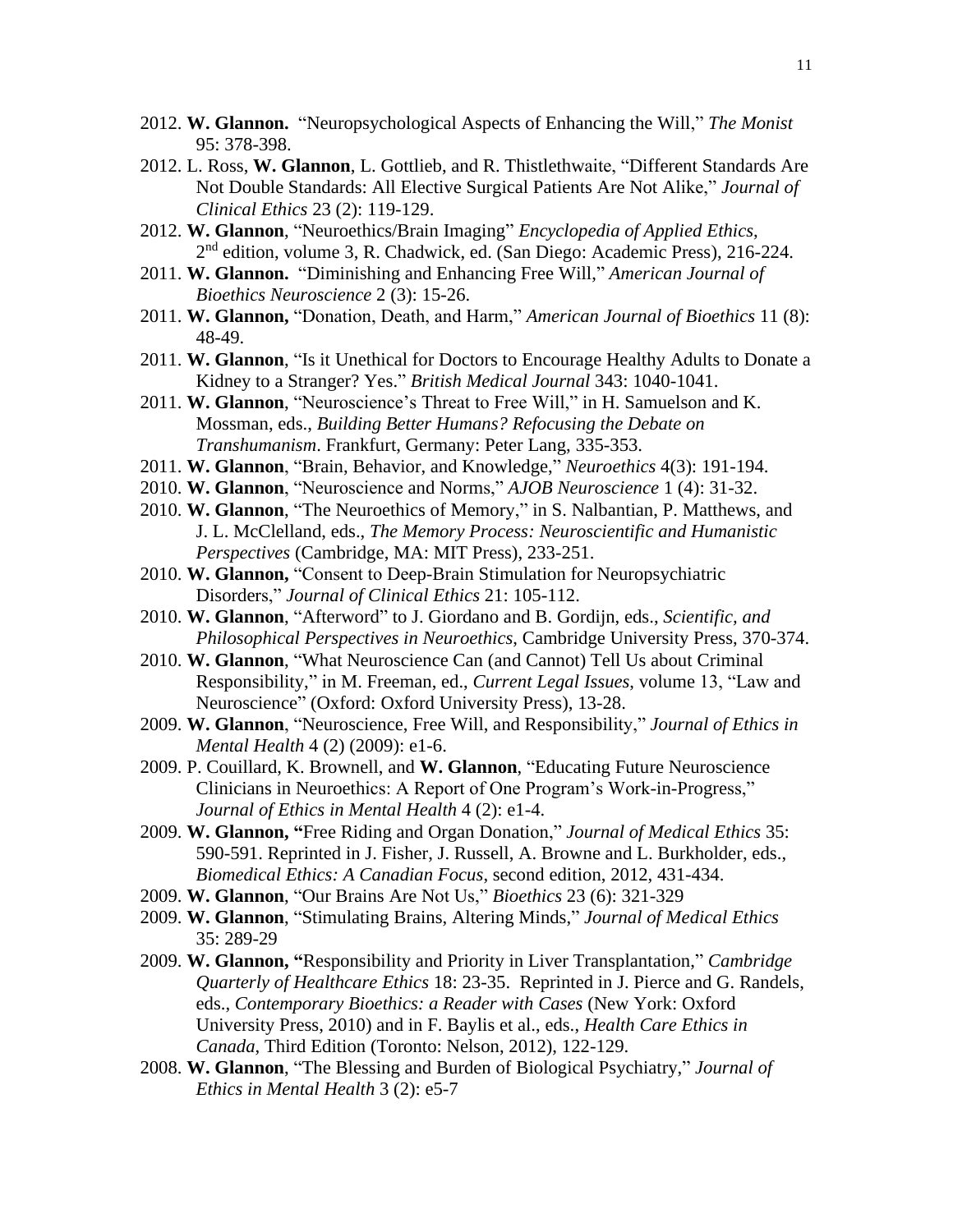2012. **W. Glannon.** "Neuropsychological Aspects of Enhancing the Will," *The Monist* 95: 378-398.

2012. L. Ross, **W. Glannon**, L. Gottlieb, and R. Thistlethwaite, "Different Standards Are Not Double Standards: All Elective Surgical Patients Are Not Alike," *Journal of Clinical Ethics* 23 (2): 119-129.

2012. **W. Glannon**, "Neuroethics/Brain Imaging" *Encyclopedia of Applied Ethics*, 2nd edition, volume 3, R. Chadwick, ed. (San Diego: Academic Press), 216-224.

2011. **W. Glannon.** "Diminishing and Enhancing Free Will," *American Journal of Bioethics Neuroscience* 2 (3): 15-26.

2011. **W. Glannon,** "Donation, Death, and Harm," *American Journal of Bioethics* 11 (8): 48-49.

2011. **W. Glannon**, "Is it Unethical for Doctors to Encourage Healthy Adults to Donate a Kidney to a Stranger? Yes." *British Medical Journal* 343: 1040-1041.

2011. **W. Glannon**, "Neuroscience's Threat to Free Will," in H. Samuelson and K. Mossman, eds., *Building Better Humans? Refocusing the Debate on Transhumanism*. Frankfurt, Germany: Peter Lang, 335-353.

2011. **W. Glannon**, "Brain, Behavior, and Knowledge," *Neuroethics* 4(3): 191-194.

2010. **W. Glannon**, "Neuroscience and Norms," *AJOB Neuroscience* 1 (4): 31-32.

2010. **W. Glannon**, "The Neuroethics of Memory," in S. Nalbantian, P. Matthews, and J. L. McClelland, eds., *The Memory Process: Neuroscientific and Humanistic Perspectives* (Cambridge, MA: MIT Press), 233-251.

2010. **W. Glannon,** "Consent to Deep-Brain Stimulation for Neuropsychiatric Disorders," *Journal of Clinical Ethics* 21: 105-112.

2010. **W. Glannon**, "Afterword" to J. Giordano and B. Gordijn, eds., *Scientific, and Philosophical Perspectives in Neuroethics*, Cambridge University Press, 370-374.

2010. **W. Glannon**, "What Neuroscience Can (and Cannot) Tell Us about Criminal Responsibility," in M. Freeman, ed., *Current Legal Issues*, volume 13, "Law and Neuroscience" (Oxford: Oxford University Press), 13-28.

2009. **W. Glannon**, "Neuroscience, Free Will, and Responsibility," *Journal of Ethics in Mental Health* 4 (2) (2009): e1-6.

2009. P. Couillard, K. Brownell, and **W. Glannon**, "Educating Future Neuroscience Clinicians in Neuroethics: A Report of One Program's Work-in-Progress," *Journal of Ethics in Mental Health* 4 (2): e1-4.

2009. **W. Glannon, "**Free Riding and Organ Donation," *Journal of Medical Ethics* 35: 590-591. Reprinted in J. Fisher, J. Russell, A. Browne and L. Burkholder, eds., *Biomedical Ethics: A Canadian Focus*, second edition, 2012, 431-434.

2009. **W. Glannon**, "Our Brains Are Not Us," *Bioethics* 23 (6): 321-329

2009. **W. Glannon**, "Stimulating Brains, Altering Minds," *Journal of Medical Ethics* 35: 289-29

2009. **W. Glannon, "**Responsibility and Priority in Liver Transplantation," *Cambridge Quarterly of Healthcare Ethics* 18: 23-35. Reprinted in J. Pierce and G. Randels, eds., *Contemporary Bioethics: a Reader with Cases* (New York: Oxford University Press, 2010) and in F. Baylis et al., eds., *Health Care Ethics in Canada*, Third Edition (Toronto: Nelson, 2012), 122-129.

2008. **W. Glannon**, "The Blessing and Burden of Biological Psychiatry," *Journal of Ethics in Mental Health* 3 (2): e5-7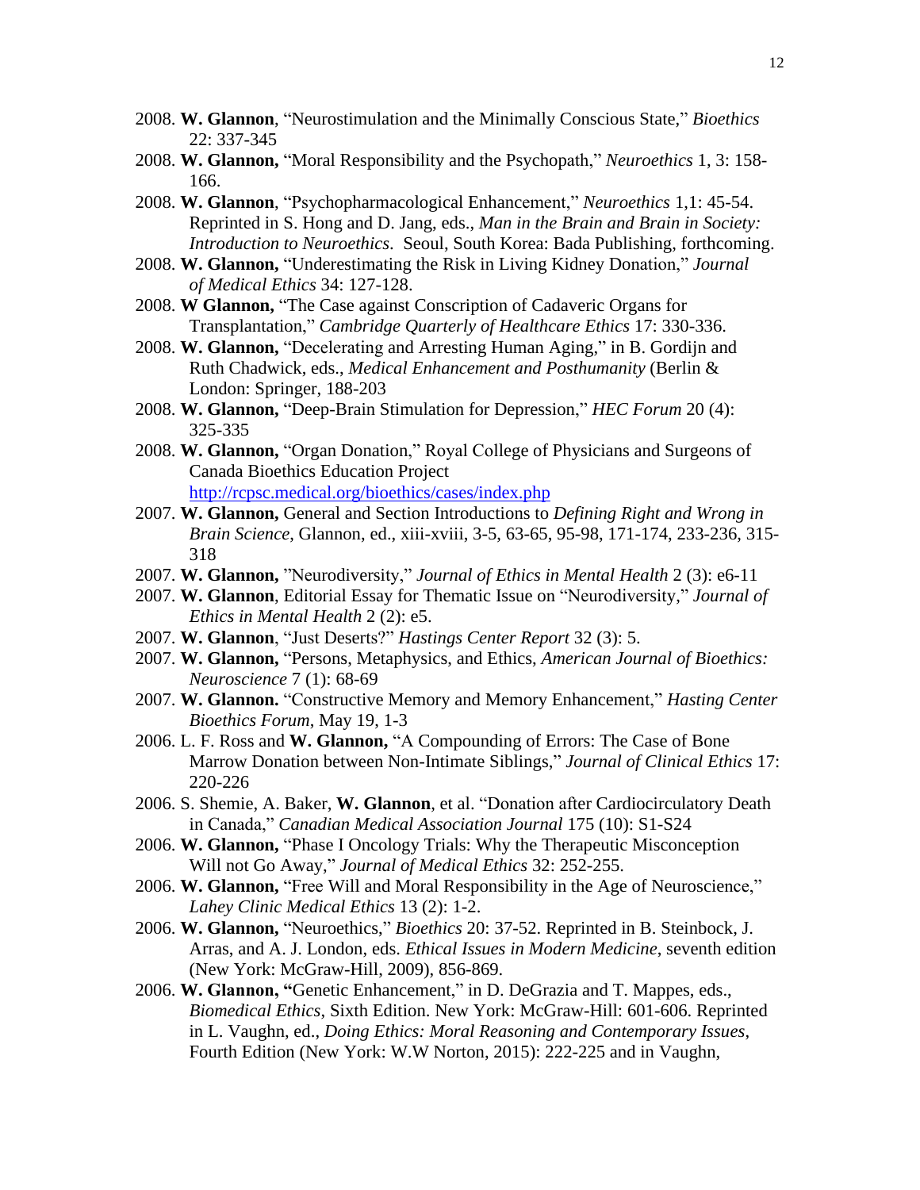2008. **W. Glannon**, "Neurostimulation and the Minimally Conscious State," *Bioethics* 22: 337-345

2008. **W. Glannon,** "Moral Responsibility and the Psychopath," *Neuroethics* 1, 3: 158-166.

2008. **W. Glannon**, "Psychopharmacological Enhancement," *Neuroethics* 1,1: 45-54. Reprinted in S. Hong and D. Jang, eds., *Man in the Brain and Brain in Society: Introduction to Neuroethics*. Seoul, South Korea: Bada Publishing, forthcoming.

2008. **W. Glannon,** "Underestimating the Risk in Living Kidney Donation," *Journal of Medical Ethics* 34: 127-128.

2008. **W Glannon,** "The Case against Conscription of Cadaveric Organs for Transplantation," *Cambridge Quarterly of Healthcare Ethics* 17: 330-336.

2008. **W. Glannon,** "Decelerating and Arresting Human Aging," in B. Gordijn and Ruth Chadwick, eds., *Medical Enhancement and Posthumanity* (Berlin & London: Springer, 188-203

2008. **W. Glannon,** "Deep-Brain Stimulation for Depression," *HEC Forum* 20 (4): 325-335

2008. **W. Glannon,** "Organ Donation," Royal College of Physicians and Surgeons of Canada Bioethics Education Project http://rcpsc.medical.org/bioethics/cases/index.php

2007. **W. Glannon,** General and Section Introductions to *Defining Right and Wrong in Brain Science*, Glannon, ed., xiii-xviii, 3-5, 63-65, 95-98, 171-174, 233-236, 315-318

2007. **W. Glannon,** "Neurodiversity," *Journal of Ethics in Mental Health* 2 (3): e6-11

2007. **W. Glannon**, Editorial Essay for Thematic Issue on "Neurodiversity," *Journal of Ethics in Mental Health* 2 (2): e5.

2007. **W. Glannon**, "Just Deserts?" *Hastings Center Report* 32 (3): 5.

2007. **W. Glannon,** "Persons, Metaphysics, and Ethics, *American Journal of Bioethics: Neuroscience* 7 (1): 68-69

2007. **W. Glannon.** "Constructive Memory and Memory Enhancement," *Hasting Center Bioethics Forum*, May 19, 1-3

2006. L. F. Ross and **W. Glannon,** "A Compounding of Errors: The Case of Bone Marrow Donation between Non-Intimate Siblings," *Journal of Clinical Ethics* 17: 220-226

2006. S. Shemie, A. Baker, **W. Glannon**, et al. "Donation after Cardiocirculatory Death in Canada," *Canadian Medical Association Journal* 175 (10): S1-S24

2006. **W. Glannon,** "Phase I Oncology Trials: Why the Therapeutic Misconception Will not Go Away," *Journal of Medical Ethics* 32: 252-255.

2006. **W. Glannon,** "Free Will and Moral Responsibility in the Age of Neuroscience," *Lahey Clinic Medical Ethics* 13 (2): 1-2.

2006. **W. Glannon,** "Neuroethics," *Bioethics* 20: 37-52. Reprinted in B. Steinbock, J. Arras, and A. J. London, eds. *Ethical Issues in Modern Medicine*, seventh edition (New York: McGraw-Hill, 2009), 856-869.

2006. **W. Glannon, "**Genetic Enhancement," in D. DeGrazia and T. Mappes, eds., *Biomedical Ethics*, Sixth Edition. New York: McGraw-Hill: 601-606. Reprinted in L. Vaughn, ed., *Doing Ethics: Moral Reasoning and Contemporary Issues*, Fourth Edition (New York: W.W Norton, 2015): 222-225 and in Vaughn,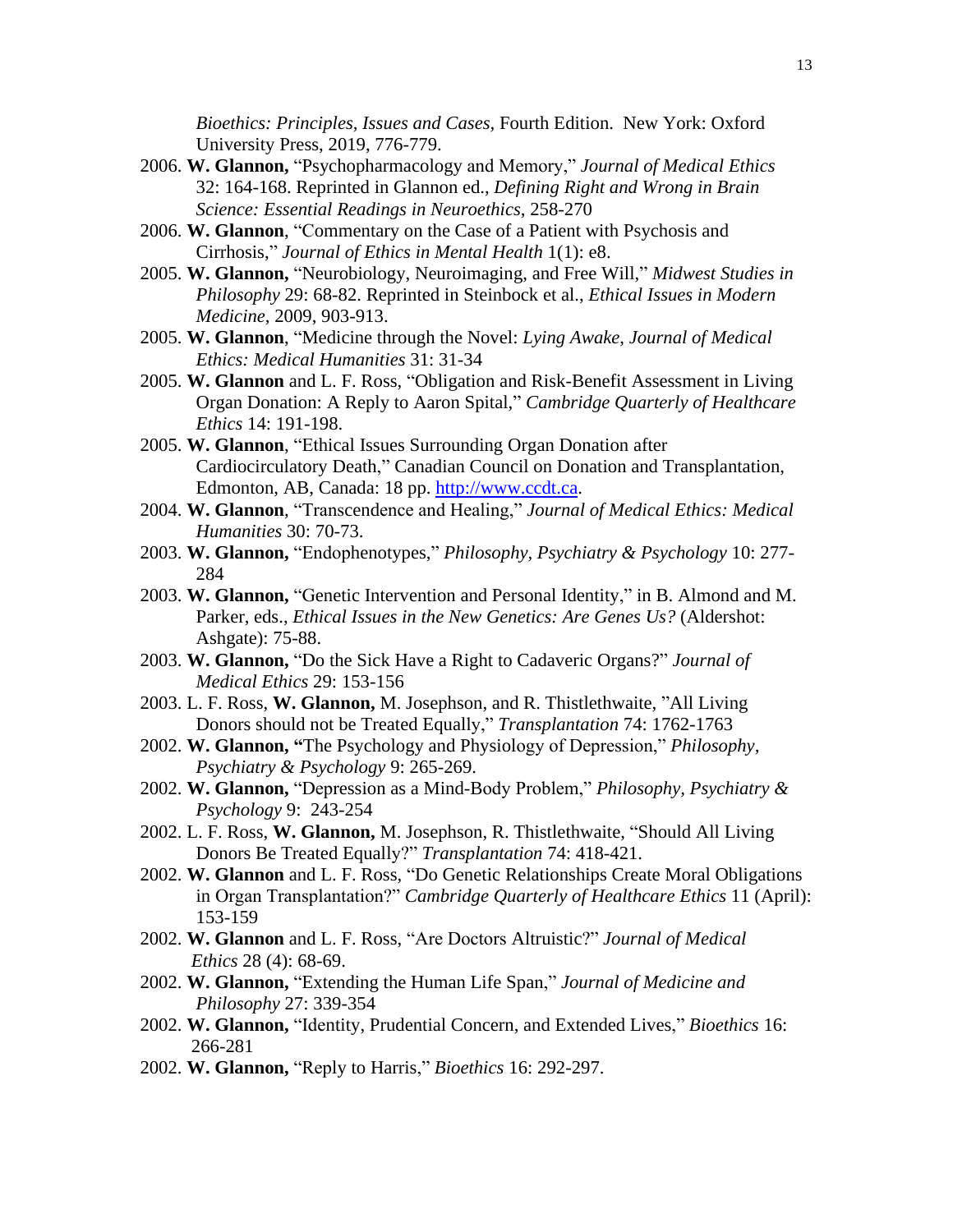*Bioethics: Principles, Issues and Cases*, Fourth Edition. New York: Oxford University Press, 2019, 776-779.

- 2006. **W. Glannon,** "Psychopharmacology and Memory," *Journal of Medical Ethics* 32: 164-168. Reprinted in Glannon ed., *Defining Right and Wrong in Brain Science: Essential Readings in Neuroethics*, 258-270
- 2006. **W. Glannon**, "Commentary on the Case of a Patient with Psychosis and Cirrhosis," *Journal of Ethics in Mental Health* 1(1): e8.
- 2005. **W. Glannon,** "Neurobiology, Neuroimaging, and Free Will," *Midwest Studies in Philosophy* 29: 68-82. Reprinted in Steinbock et al., *Ethical Issues in Modern Medicine*, 2009, 903-913.
- 2005. **W. Glannon**, "Medicine through the Novel: *Lying Awake*, *Journal of Medical Ethics: Medical Humanities* 31: 31-34
- 2005. **W. Glannon** and L. F. Ross, "Obligation and Risk-Benefit Assessment in Living Organ Donation: A Reply to Aaron Spital," *Cambridge Quarterly of Healthcare Ethics* 14: 191-198.
- 2005. **W. Glannon**, "Ethical Issues Surrounding Organ Donation after Cardiocirculatory Death," Canadian Council on Donation and Transplantation, Edmonton, AB, Canada: 18 pp. http://www.ccdt.ca.
- 2004. **W. Glannon**, "Transcendence and Healing," *Journal of Medical Ethics: Medical Humanities* 30: 70-73.
- 2003. **W. Glannon,** "Endophenotypes," *Philosophy, Psychiatry & Psychology* 10: 277-284
- 2003. **W. Glannon,** "Genetic Intervention and Personal Identity," in B. Almond and M. Parker, eds., *Ethical Issues in the New Genetics: Are Genes Us?* (Aldershot: Ashgate): 75-88.
- 2003. **W. Glannon,** "Do the Sick Have a Right to Cadaveric Organs?" *Journal of Medical Ethics* 29: 153-156
- 2003. L. F. Ross, **W. Glannon,** M. Josephson, and R. Thistlethwaite, "All Living Donors should not be Treated Equally," *Transplantation* 74: 1762-1763
- 2002. **W. Glannon, "**The Psychology and Physiology of Depression," *Philosophy, Psychiatry & Psychology* 9: 265-269.
- 2002. **W. Glannon,** "Depression as a Mind-Body Problem," *Philosophy, Psychiatry & Psychology* 9: 243-254
- 2002. L. F. Ross, **W. Glannon,** M. Josephson, R. Thistlethwaite, "Should All Living Donors Be Treated Equally?" *Transplantation* 74: 418-421.
- 2002. **W. Glannon** and L. F. Ross, "Do Genetic Relationships Create Moral Obligations in Organ Transplantation?" *Cambridge Quarterly of Healthcare Ethics* 11 (April): 153-159
- 2002. **W. Glannon** and L. F. Ross, "Are Doctors Altruistic?" *Journal of Medical Ethics* 28 (4): 68-69.
- 2002. **W. Glannon,** "Extending the Human Life Span," *Journal of Medicine and Philosophy* 27: 339-354
- 2002. **W. Glannon,** "Identity, Prudential Concern, and Extended Lives," *Bioethics* 16: 266-281
- 2002. **W. Glannon,** "Reply to Harris," *Bioethics* 16: 292-297.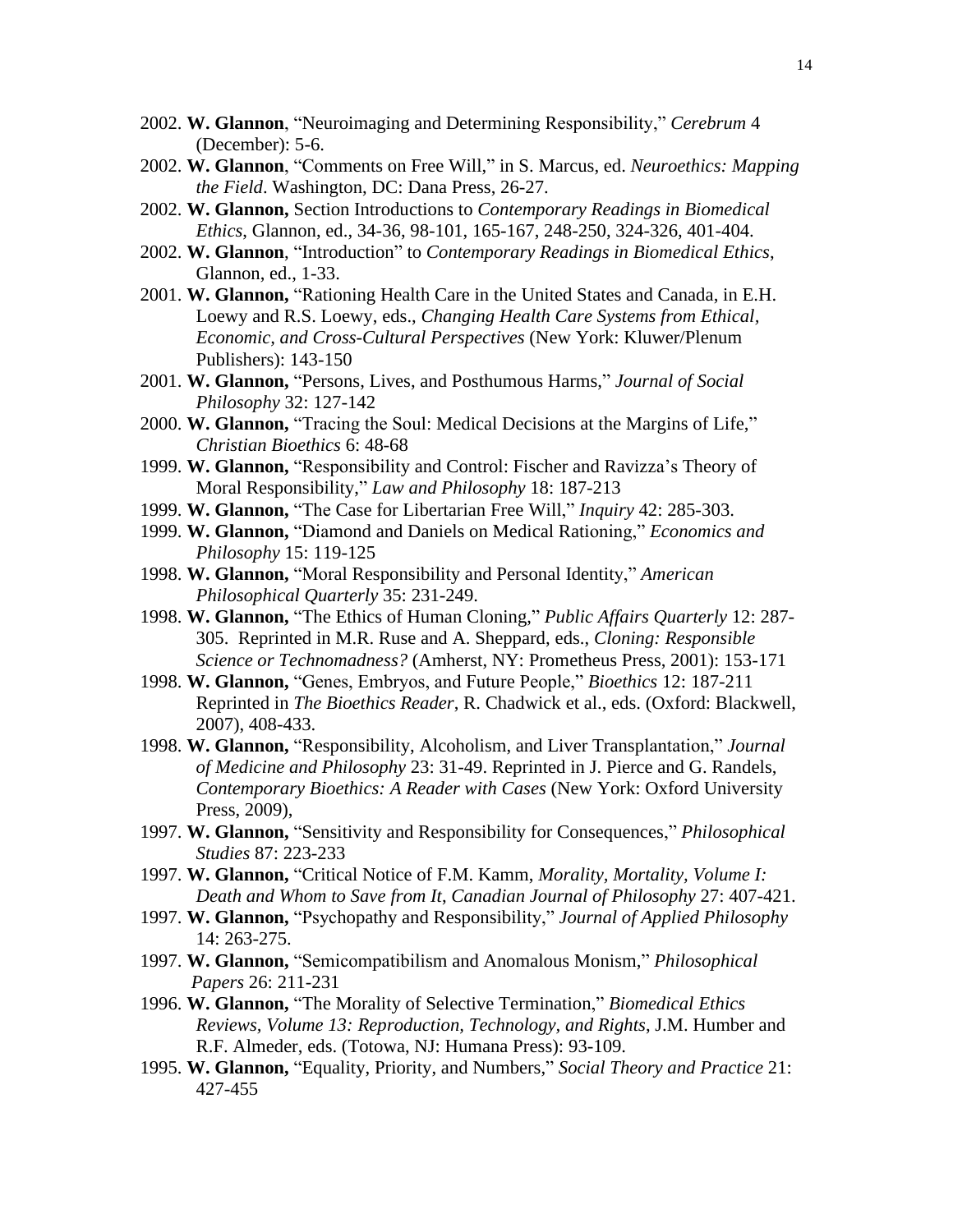2002. **W. Glannon**, "Neuroimaging and Determining Responsibility," *Cerebrum* 4 (December): 5-6.

2002. **W. Glannon**, "Comments on Free Will," in S. Marcus, ed. *Neuroethics: Mapping the Field*. Washington, DC: Dana Press, 26-27.

2002. **W. Glannon,** Section Introductions to *Contemporary Readings in Biomedical Ethics*, Glannon, ed., 34-36, 98-101, 165-167, 248-250, 324-326, 401-404.

2002. **W. Glannon**, "Introduction" to *Contemporary Readings in Biomedical Ethics*, Glannon, ed., 1-33.

2001. **W. Glannon,** "Rationing Health Care in the United States and Canada, in E.H. Loewy and R.S. Loewy, eds., *Changing Health Care Systems from Ethical, Economic, and Cross-Cultural Perspectives* (New York: Kluwer/Plenum Publishers): 143-150

2001. **W. Glannon,** "Persons, Lives, and Posthumous Harms," *Journal of Social Philosophy* 32: 127-142

2000. **W. Glannon,** "Tracing the Soul: Medical Decisions at the Margins of Life," *Christian Bioethics* 6: 48-68

1999. **W. Glannon,** "Responsibility and Control: Fischer and Ravizza's Theory of Moral Responsibility," *Law and Philosophy* 18: 187-213

1999. **W. Glannon,** "The Case for Libertarian Free Will," *Inquiry* 42: 285-303.

1999. **W. Glannon,** "Diamond and Daniels on Medical Rationing," *Economics and Philosophy* 15: 119-125

1998. **W. Glannon,** "Moral Responsibility and Personal Identity," *American Philosophical Quarterly* 35: 231-249.

1998. **W. Glannon,** "The Ethics of Human Cloning," *Public Affairs Quarterly* 12: 287-305. Reprinted in M.R. Ruse and A. Sheppard, eds., *Cloning: Responsible Science or Technomadness?* (Amherst, NY: Prometheus Press, 2001): 153-171

1998. **W. Glannon,** "Genes, Embryos, and Future People," *Bioethics* 12: 187-211 Reprinted in *The Bioethics Reader*, R. Chadwick et al., eds. (Oxford: Blackwell, 2007), 408-433.

1998. **W. Glannon,** "Responsibility, Alcoholism, and Liver Transplantation," *Journal of Medicine and Philosophy* 23: 31-49. Reprinted in J. Pierce and G. Randels, *Contemporary Bioethics: A Reader with Cases* (New York: Oxford University Press, 2009),

1997. **W. Glannon,** "Sensitivity and Responsibility for Consequences," *Philosophical Studies* 87: 223-233

1997. **W. Glannon,** "Critical Notice of F.M. Kamm, *Morality, Mortality, Volume I: Death and Whom to Save from It*, *Canadian Journal of Philosophy* 27: 407-421.

1997. **W. Glannon,** "Psychopathy and Responsibility," *Journal of Applied Philosophy* 14: 263-275.

1997. **W. Glannon,** "Semicompatibilism and Anomalous Monism," *Philosophical Papers* 26: 211-231

1996. **W. Glannon,** "The Morality of Selective Termination," *Biomedical Ethics Reviews, Volume 13: Reproduction, Technology, and Rights*, J.M. Humber and R.F. Almeder, eds. (Totowa, NJ: Humana Press): 93-109.

1995. **W. Glannon,** "Equality, Priority, and Numbers," *Social Theory and Practice* 21: 427-455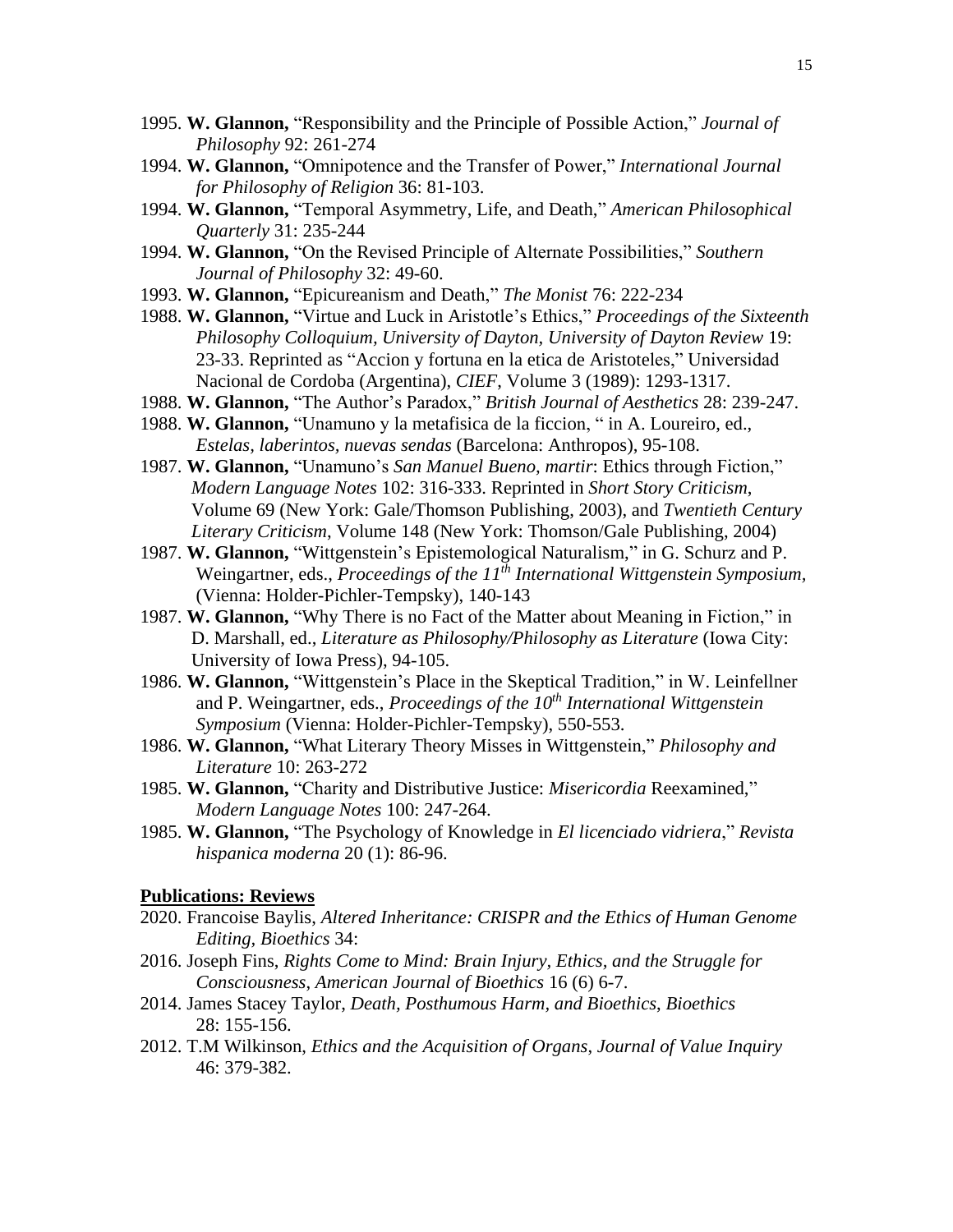1995. **W. Glannon,** "Responsibility and the Principle of Possible Action," *Journal of Philosophy* 92: 261-274

1994. **W. Glannon,** "Omnipotence and the Transfer of Power," *International Journal for Philosophy of Religion* 36: 81-103.

1994. **W. Glannon,** "Temporal Asymmetry, Life, and Death," *American Philosophical Quarterly* 31: 235-244

1994. **W. Glannon,** "On the Revised Principle of Alternate Possibilities," *Southern Journal of Philosophy* 32: 49-60.

1993. **W. Glannon,** "Epicureanism and Death," *The Monist* 76: 222-234

1988. **W. Glannon,** "Virtue and Luck in Aristotle's Ethics," *Proceedings of the Sixteenth Philosophy Colloquium, University of Dayton, University of Dayton Review* 19: 23-33. Reprinted as "Accion y fortuna en la etica de Aristoteles," Universidad Nacional de Cordoba (Argentina), *CIEF*, Volume 3 (1989): 1293-1317.

1988. **W. Glannon,** "The Author's Paradox," *British Journal of Aesthetics* 28: 239-247.

1988. **W. Glannon,** "Unamuno y la metafisica de la ficcion, " in A. Loureiro, ed., *Estelas, laberintos, nuevas sendas* (Barcelona: Anthropos), 95-108.

1987. **W. Glannon,** "Unamuno's *San Manuel Bueno, martir*: Ethics through Fiction," *Modern Language Notes* 102: 316-333. Reprinted in *Short Story Criticism*, Volume 69 (New York: Gale/Thomson Publishing, 2003), and *Twentieth Century Literary Criticism*, Volume 148 (New York: Thomson/Gale Publishing, 2004)

1987. **W. Glannon,** "Wittgenstein's Epistemological Naturalism," in G. Schurz and P. Weingartner, eds., *Proceedings of the 11th International Wittgenstein Symposium*, (Vienna: Holder-Pichler-Tempsky), 140-143

1987. **W. Glannon,** "Why There is no Fact of the Matter about Meaning in Fiction," in D. Marshall, ed., *Literature as Philosophy/Philosophy as Literature* (Iowa City: University of Iowa Press), 94-105.

1986. **W. Glannon,** "Wittgenstein's Place in the Skeptical Tradition," in W. Leinfellner and P. Weingartner, eds., *Proceedings of the 10th International Wittgenstein Symposium* (Vienna: Holder-Pichler-Tempsky), 550-553.

1986. **W. Glannon,** "What Literary Theory Misses in Wittgenstein," *Philosophy and Literature* 10: 263-272

1985. **W. Glannon,** "Charity and Distributive Justice: *Misericordia* Reexamined," *Modern Language Notes* 100: 247-264.

1985. **W. Glannon,** "The Psychology of Knowledge in *El licenciado vidriera*," *Revista hispanica moderna* 20 (1): 86-96.

**Publications: Reviews**

2020. Francoise Baylis, *Altered Inheritance: CRISPR and the Ethics of Human Genome Editing*, *Bioethics* 34:

2016. Joseph Fins, *Rights Come to Mind: Brain Injury, Ethics, and the Struggle for Consciousness*, *American Journal of Bioethics* 16 (6) 6-7.

2014. James Stacey Taylor, *Death, Posthumous Harm, and Bioethics*, *Bioethics* 28: 155-156.

2012. T.M Wilkinson, *Ethics and the Acquisition of Organs*, *Journal of Value Inquiry* 46: 379-382.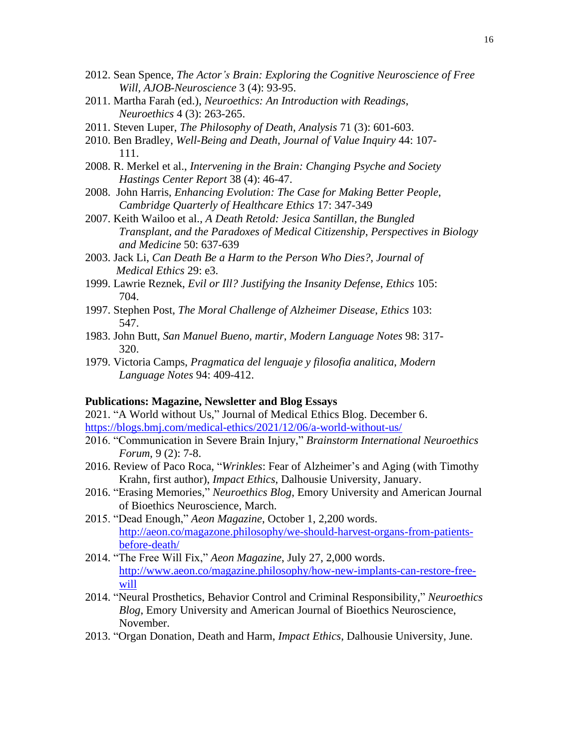2012. Sean Spence, *The Actor's Brain: Exploring the Cognitive Neuroscience of Free Will*, *AJOB-Neuroscience* 3 (4): 93-95.

2011. Martha Farah (ed.), *Neuroethics: An Introduction with Readings*, *Neuroethics* 4 (3): 263-265.

2011. Steven Luper, *The Philosophy of Death*, *Analysis* 71 (3): 601-603.

2010. Ben Bradley, *Well-Being and Death*, *Journal of Value Inquiry* 44: 107-111.

2008. R. Merkel et al., *Intervening in the Brain: Changing Psyche and Society Hastings Center Report* 38 (4): 46-47.

2008. John Harris, *Enhancing Evolution: The Case for Making Better People*, *Cambridge Quarterly of Healthcare Ethics* 17: 347-349

2007. Keith Wailoo et al., *A Death Retold: Jesica Santillan, the Bungled Transplant, and the Paradoxes of Medical Citizenship*, *Perspectives in Biology and Medicine* 50: 637-639

2003. Jack Li, *Can Death Be a Harm to the Person Who Dies?*, *Journal of Medical Ethics* 29: e3.

1999. Lawrie Reznek, *Evil or Ill? Justifying the Insanity Defense*, *Ethics* 105: 704.

1997. Stephen Post, *The Moral Challenge of Alzheimer Disease*, *Ethics* 103: 547.

1983. John Butt, *San Manuel Bueno, martir*, *Modern Language Notes* 98: 317-320.

1979. Victoria Camps, *Pragmatica del lenguaje y filosofia analitica*, *Modern Language Notes* 94: 409-412.

**Publications: Magazine, Newsletter and Blog Essays**

2021. "A World without Us," Journal of Medical Ethics Blog. December 6. https://blogs.bmj.com/medical-ethics/2021/12/06/a-world-without-us/

2016. "Communication in Severe Brain Injury," *Brainstorm International Neuroethics Forum*, 9 (2): 7-8.

2016. Review of Paco Roca, "*Wrinkles*: Fear of Alzheimer's and Aging (with Timothy Krahn, first author), *Impact Ethics*, Dalhousie University, January.

2016. "Erasing Memories," *Neuroethics Blog*, Emory University and American Journal of Bioethics Neuroscience, March.

2015. "Dead Enough," *Aeon Magazine*, October 1, 2,200 words. http://aeon.co/magazone.philosophy/we-should-harvest-organs-from-patients-before-death/

2014. "The Free Will Fix," *Aeon Magazine*, July 27, 2,000 words. http://www.aeon.co/magazine.philosophy/how-new-implants-can-restore-free-will

2014. "Neural Prosthetics, Behavior Control and Criminal Responsibility," *Neuroethics Blog*, Emory University and American Journal of Bioethics Neuroscience, November.

2013. "Organ Donation, Death and Harm, *Impact Ethics*, Dalhousie University, June.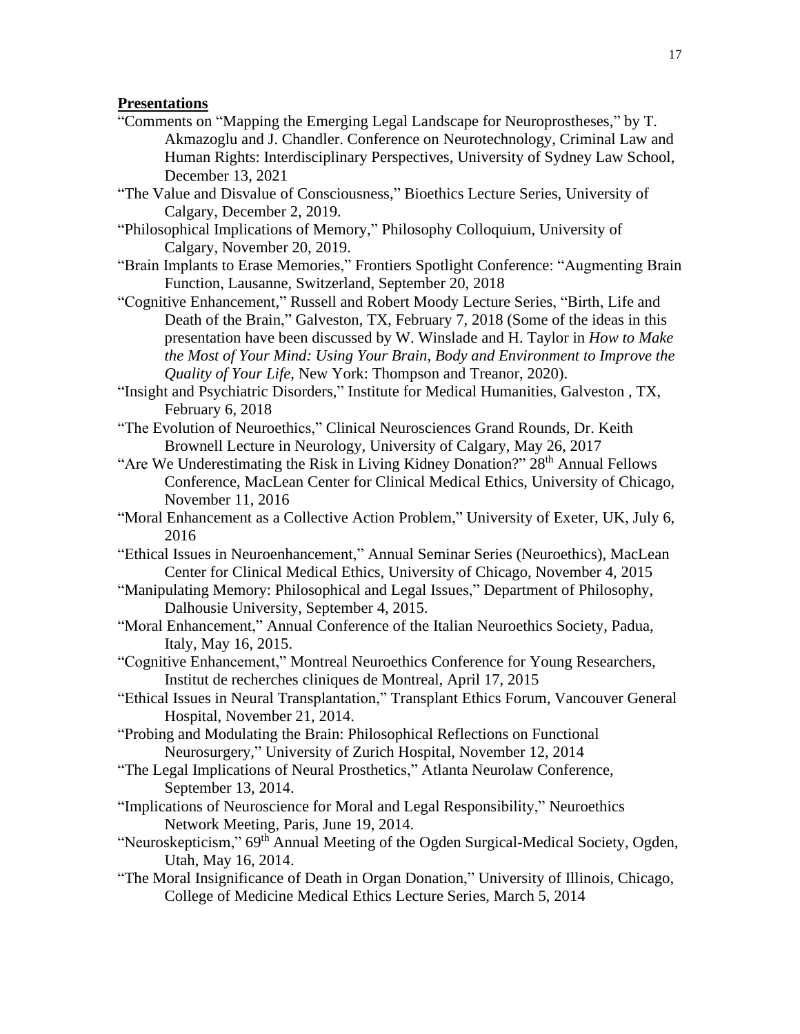**Presentations**

"Comments on "Mapping the Emerging Legal Landscape for Neuroprostheses," by T. Akmazoglu and J. Chandler. Conference on Neurotechnology, Criminal Law and Human Rights: Interdisciplinary Perspectives, University of Sydney Law School, December 13, 2021

"The Value and Disvalue of Consciousness," Bioethics Lecture Series, University of Calgary, December 2, 2019.

"Philosophical Implications of Memory," Philosophy Colloquium, University of Calgary, November 20, 2019.

"Brain Implants to Erase Memories," Frontiers Spotlight Conference: "Augmenting Brain Function, Lausanne, Switzerland, September 20, 2018

"Cognitive Enhancement," Russell and Robert Moody Lecture Series, "Birth, Life and Death of the Brain," Galveston, TX, February 7, 2018 (Some of the ideas in this presentation have been discussed by W. Winslade and H. Taylor in *How to Make the Most of Your Mind: Using Your Brain, Body and Environment to Improve the Quality of Your Life*, New York: Thompson and Treanor, 2020).

"Insight and Psychiatric Disorders," Institute for Medical Humanities, Galveston , TX, February 6, 2018

"The Evolution of Neuroethics," Clinical Neurosciences Grand Rounds, Dr. Keith Brownell Lecture in Neurology, University of Calgary, May 26, 2017

"Are We Underestimating the Risk in Living Kidney Donation?" 28th Annual Fellows Conference, MacLean Center for Clinical Medical Ethics, University of Chicago, November 11, 2016

"Moral Enhancement as a Collective Action Problem," University of Exeter, UK, July 6, 2016

"Ethical Issues in Neuroenhancement," Annual Seminar Series (Neuroethics), MacLean Center for Clinical Medical Ethics, University of Chicago, November 4, 2015

"Manipulating Memory: Philosophical and Legal Issues," Department of Philosophy, Dalhousie University, September 4, 2015.

"Moral Enhancement," Annual Conference of the Italian Neuroethics Society, Padua, Italy, May 16, 2015.

"Cognitive Enhancement," Montreal Neuroethics Conference for Young Researchers, Institut de recherches cliniques de Montreal, April 17, 2015

"Ethical Issues in Neural Transplantation," Transplant Ethics Forum, Vancouver General Hospital, November 21, 2014.

"Probing and Modulating the Brain: Philosophical Reflections on Functional Neurosurgery," University of Zurich Hospital, November 12, 2014

"The Legal Implications of Neural Prosthetics," Atlanta Neurolaw Conference, September 13, 2014.

"Implications of Neuroscience for Moral and Legal Responsibility," Neuroethics Network Meeting, Paris, June 19, 2014.

"Neuroskepticism," 69th Annual Meeting of the Ogden Surgical-Medical Society, Ogden, Utah, May 16, 2014.

"The Moral Insignificance of Death in Organ Donation," University of Illinois, Chicago, College of Medicine Medical Ethics Lecture Series, March 5, 2014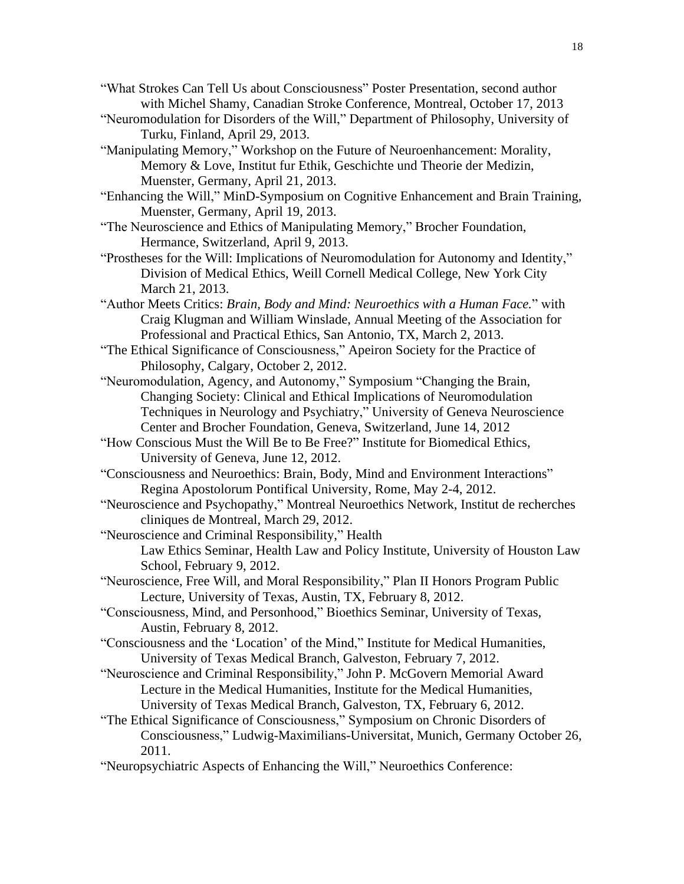"What Strokes Can Tell Us about Consciousness" Poster Presentation, second author with Michel Shamy, Canadian Stroke Conference, Montreal, October 17, 2013

"Neuromodulation for Disorders of the Will," Department of Philosophy, University of Turku, Finland, April 29, 2013.

"Manipulating Memory," Workshop on the Future of Neuroenhancement: Morality, Memory & Love, Institut fur Ethik, Geschichte und Theorie der Medizin, Muenster, Germany, April 21, 2013.

"Enhancing the Will," MinD-Symposium on Cognitive Enhancement and Brain Training, Muenster, Germany, April 19, 2013.

"The Neuroscience and Ethics of Manipulating Memory," Brocher Foundation, Hermance, Switzerland, April 9, 2013.

"Prostheses for the Will: Implications of Neuromodulation for Autonomy and Identity," Division of Medical Ethics, Weill Cornell Medical College, New York City March 21, 2013.

"Author Meets Critics: *Brain, Body and Mind: Neuroethics with a Human Face.*" with Craig Klugman and William Winslade, Annual Meeting of the Association for Professional and Practical Ethics, San Antonio, TX, March 2, 2013.

"The Ethical Significance of Consciousness," Apeiron Society for the Practice of Philosophy, Calgary, October 2, 2012.

"Neuromodulation, Agency, and Autonomy," Symposium "Changing the Brain, Changing Society: Clinical and Ethical Implications of Neuromodulation Techniques in Neurology and Psychiatry," University of Geneva Neuroscience Center and Brocher Foundation, Geneva, Switzerland, June 14, 2012

"How Conscious Must the Will Be to Be Free?" Institute for Biomedical Ethics, University of Geneva, June 12, 2012.

"Consciousness and Neuroethics: Brain, Body, Mind and Environment Interactions" Regina Apostolorum Pontifical University, Rome, May 2-4, 2012.

"Neuroscience and Psychopathy," Montreal Neuroethics Network, Institut de recherches cliniques de Montreal, March 29, 2012.

"Neuroscience and Criminal Responsibility," Health Law Ethics Seminar, Health Law and Policy Institute, University of Houston Law School, February 9, 2012.

"Neuroscience, Free Will, and Moral Responsibility," Plan II Honors Program Public Lecture, University of Texas, Austin, TX, February 8, 2012.

"Consciousness, Mind, and Personhood," Bioethics Seminar, University of Texas, Austin, February 8, 2012.

"Consciousness and the 'Location' of the Mind," Institute for Medical Humanities, University of Texas Medical Branch, Galveston, February 7, 2012.

"Neuroscience and Criminal Responsibility," John P. McGovern Memorial Award Lecture in the Medical Humanities, Institute for the Medical Humanities, University of Texas Medical Branch, Galveston, TX, February 6, 2012.

"The Ethical Significance of Consciousness," Symposium on Chronic Disorders of Consciousness," Ludwig-Maximilians-Universitat, Munich, Germany October 26, 2011.

"Neuropsychiatric Aspects of Enhancing the Will," Neuroethics Conference: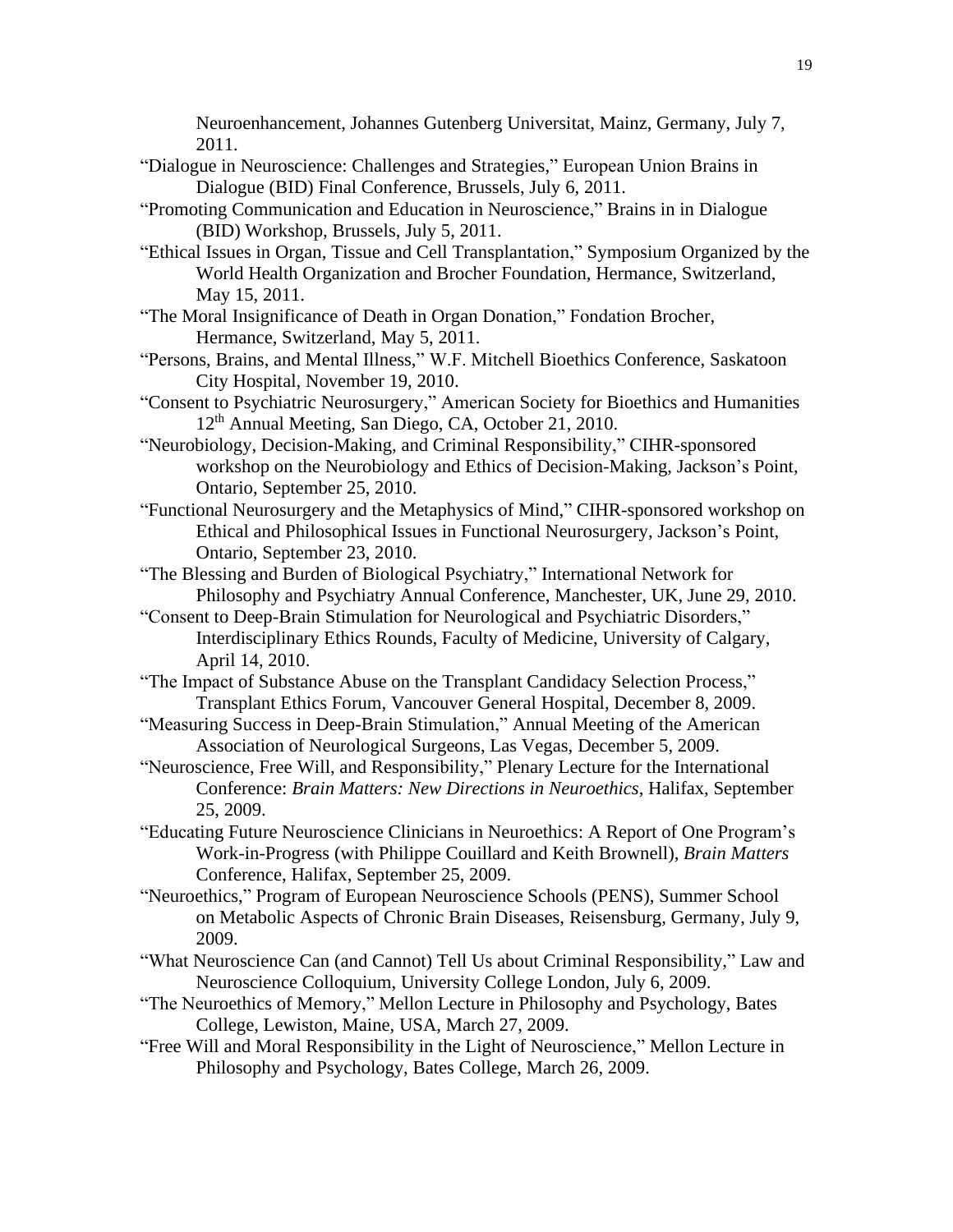Neuroenhancement, Johannes Gutenberg Universitat, Mainz, Germany, July 7, 2011.

"Dialogue in Neuroscience: Challenges and Strategies," European Union Brains in Dialogue (BID) Final Conference, Brussels, July 6, 2011.

"Promoting Communication and Education in Neuroscience," Brains in in Dialogue (BID) Workshop, Brussels, July 5, 2011.

"Ethical Issues in Organ, Tissue and Cell Transplantation," Symposium Organized by the World Health Organization and Brocher Foundation, Hermance, Switzerland, May 15, 2011.

"The Moral Insignificance of Death in Organ Donation," Fondation Brocher, Hermance, Switzerland, May 5, 2011.

"Persons, Brains, and Mental Illness," W.F. Mitchell Bioethics Conference, Saskatoon City Hospital, November 19, 2010.

"Consent to Psychiatric Neurosurgery," American Society for Bioethics and Humanities 12th Annual Meeting, San Diego, CA, October 21, 2010.

"Neurobiology, Decision-Making, and Criminal Responsibility," CIHR-sponsored workshop on the Neurobiology and Ethics of Decision-Making, Jackson's Point, Ontario, September 25, 2010.

"Functional Neurosurgery and the Metaphysics of Mind," CIHR-sponsored workshop on Ethical and Philosophical Issues in Functional Neurosurgery, Jackson's Point, Ontario, September 23, 2010.

"The Blessing and Burden of Biological Psychiatry," International Network for Philosophy and Psychiatry Annual Conference, Manchester, UK, June 29, 2010.

"Consent to Deep-Brain Stimulation for Neurological and Psychiatric Disorders," Interdisciplinary Ethics Rounds, Faculty of Medicine, University of Calgary, April 14, 2010.

"The Impact of Substance Abuse on the Transplant Candidacy Selection Process," Transplant Ethics Forum, Vancouver General Hospital, December 8, 2009.

"Measuring Success in Deep-Brain Stimulation," Annual Meeting of the American Association of Neurological Surgeons, Las Vegas, December 5, 2009.

"Neuroscience, Free Will, and Responsibility," Plenary Lecture for the International Conference: *Brain Matters: New Directions in Neuroethics*, Halifax, September 25, 2009.

"Educating Future Neuroscience Clinicians in Neuroethics: A Report of One Program's Work-in-Progress (with Philippe Couillard and Keith Brownell), *Brain Matters* Conference, Halifax, September 25, 2009.

"Neuroethics," Program of European Neuroscience Schools (PENS), Summer School on Metabolic Aspects of Chronic Brain Diseases, Reisensburg, Germany, July 9, 2009.

"What Neuroscience Can (and Cannot) Tell Us about Criminal Responsibility," Law and Neuroscience Colloquium, University College London, July 6, 2009.

"The Neuroethics of Memory," Mellon Lecture in Philosophy and Psychology, Bates College, Lewiston, Maine, USA, March 27, 2009.

"Free Will and Moral Responsibility in the Light of Neuroscience," Mellon Lecture in Philosophy and Psychology, Bates College, March 26, 2009.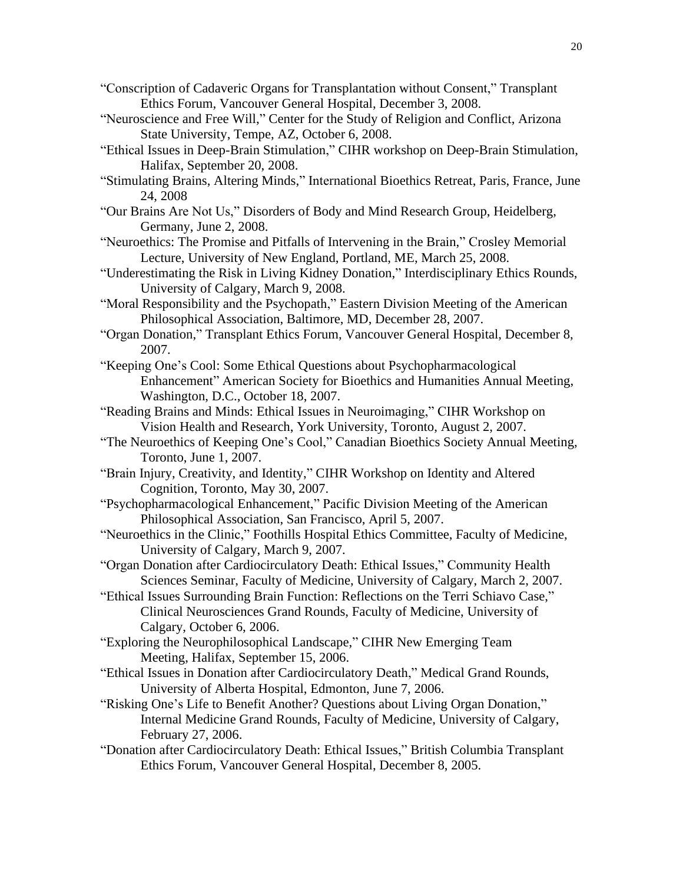"Conscription of Cadaveric Organs for Transplantation without Consent," Transplant Ethics Forum, Vancouver General Hospital, December 3, 2008.

"Neuroscience and Free Will," Center for the Study of Religion and Conflict, Arizona State University, Tempe, AZ, October 6, 2008.

"Ethical Issues in Deep-Brain Stimulation," CIHR workshop on Deep-Brain Stimulation, Halifax, September 20, 2008.

"Stimulating Brains, Altering Minds," International Bioethics Retreat, Paris, France, June 24, 2008

"Our Brains Are Not Us," Disorders of Body and Mind Research Group, Heidelberg, Germany, June 2, 2008.

"Neuroethics: The Promise and Pitfalls of Intervening in the Brain," Crosley Memorial Lecture, University of New England, Portland, ME, March 25, 2008.

"Underestimating the Risk in Living Kidney Donation," Interdisciplinary Ethics Rounds, University of Calgary, March 9, 2008.

"Moral Responsibility and the Psychopath," Eastern Division Meeting of the American Philosophical Association, Baltimore, MD, December 28, 2007.

"Organ Donation," Transplant Ethics Forum, Vancouver General Hospital, December 8, 2007.

"Keeping One's Cool: Some Ethical Questions about Psychopharmacological Enhancement" American Society for Bioethics and Humanities Annual Meeting, Washington, D.C., October 18, 2007.

"Reading Brains and Minds: Ethical Issues in Neuroimaging," CIHR Workshop on Vision Health and Research, York University, Toronto, August 2, 2007.

"The Neuroethics of Keeping One's Cool," Canadian Bioethics Society Annual Meeting, Toronto, June 1, 2007.

"Brain Injury, Creativity, and Identity," CIHR Workshop on Identity and Altered Cognition, Toronto, May 30, 2007.

"Psychopharmacological Enhancement," Pacific Division Meeting of the American Philosophical Association, San Francisco, April 5, 2007.

"Neuroethics in the Clinic," Foothills Hospital Ethics Committee, Faculty of Medicine, University of Calgary, March 9, 2007.

"Organ Donation after Cardiocirculatory Death: Ethical Issues," Community Health Sciences Seminar, Faculty of Medicine, University of Calgary, March 2, 2007.

"Ethical Issues Surrounding Brain Function: Reflections on the Terri Schiavo Case," Clinical Neurosciences Grand Rounds, Faculty of Medicine, University of Calgary, October 6, 2006.

"Exploring the Neurophilosophical Landscape," CIHR New Emerging Team Meeting, Halifax, September 15, 2006.

"Ethical Issues in Donation after Cardiocirculatory Death," Medical Grand Rounds, University of Alberta Hospital, Edmonton, June 7, 2006.

"Risking One's Life to Benefit Another? Questions about Living Organ Donation," Internal Medicine Grand Rounds, Faculty of Medicine, University of Calgary, February 27, 2006.

"Donation after Cardiocirculatory Death: Ethical Issues," British Columbia Transplant Ethics Forum, Vancouver General Hospital, December 8, 2005.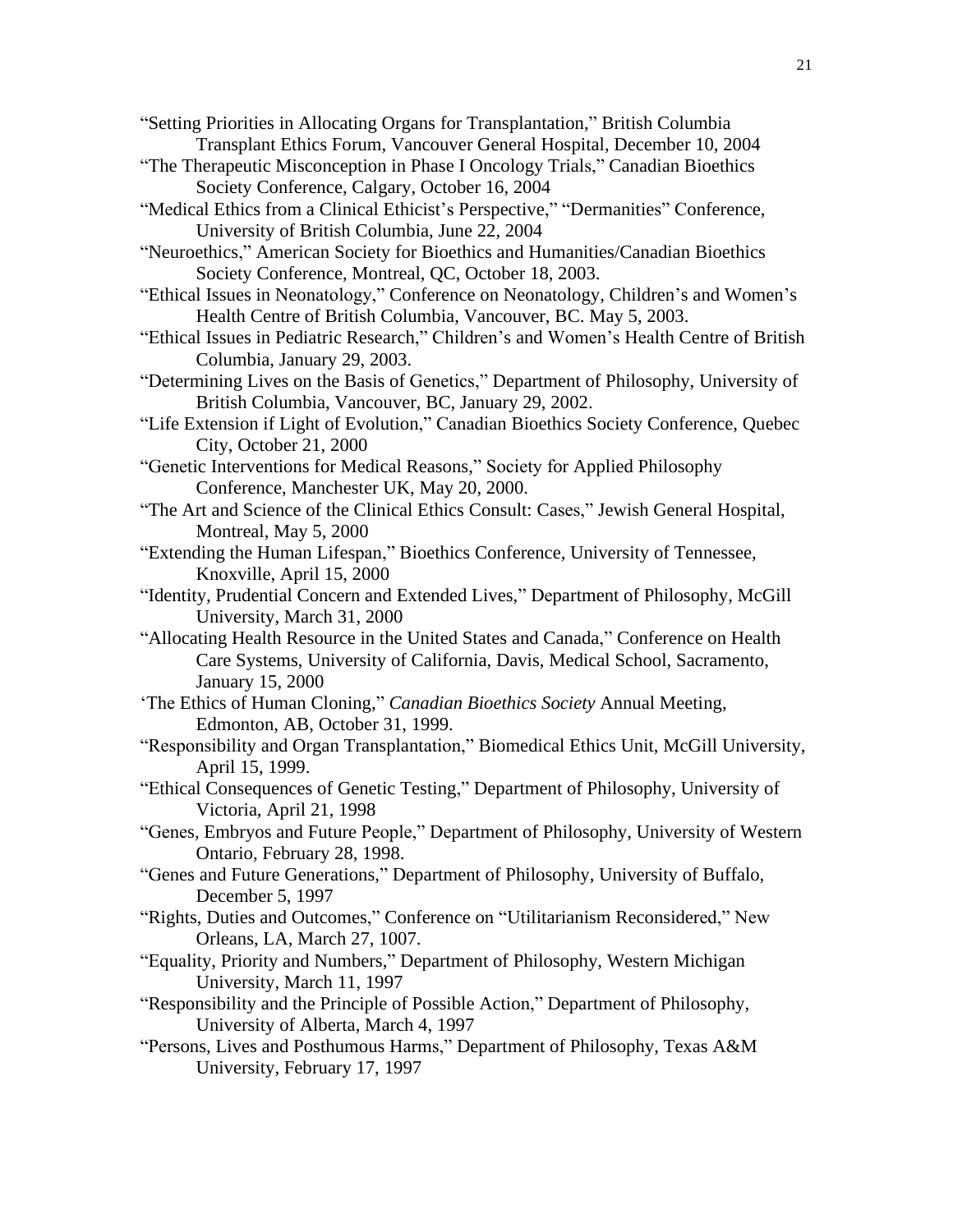"Setting Priorities in Allocating Organs for Transplantation," British Columbia Transplant Ethics Forum, Vancouver General Hospital, December 10, 2004

"The Therapeutic Misconception in Phase I Oncology Trials," Canadian Bioethics Society Conference, Calgary, October 16, 2004

"Medical Ethics from a Clinical Ethicist's Perspective," "Dermanities" Conference, University of British Columbia, June 22, 2004

"Neuroethics," American Society for Bioethics and Humanities/Canadian Bioethics Society Conference, Montreal, QC, October 18, 2003.

"Ethical Issues in Neonatology," Conference on Neonatology, Children's and Women's Health Centre of British Columbia, Vancouver, BC. May 5, 2003.

"Ethical Issues in Pediatric Research," Children's and Women's Health Centre of British Columbia, January 29, 2003.

"Determining Lives on the Basis of Genetics," Department of Philosophy, University of British Columbia, Vancouver, BC, January 29, 2002.

"Life Extension if Light of Evolution," Canadian Bioethics Society Conference, Quebec City, October 21, 2000

"Genetic Interventions for Medical Reasons," Society for Applied Philosophy Conference, Manchester UK, May 20, 2000.

"The Art and Science of the Clinical Ethics Consult: Cases," Jewish General Hospital, Montreal, May 5, 2000

"Extending the Human Lifespan," Bioethics Conference, University of Tennessee, Knoxville, April 15, 2000

"Identity, Prudential Concern and Extended Lives," Department of Philosophy, McGill University, March 31, 2000

"Allocating Health Resource in the United States and Canada," Conference on Health Care Systems, University of California, Davis, Medical School, Sacramento, January 15, 2000

'The Ethics of Human Cloning," *Canadian Bioethics Society* Annual Meeting, Edmonton, AB, October 31, 1999.

"Responsibility and Organ Transplantation," Biomedical Ethics Unit, McGill University, April 15, 1999.

"Ethical Consequences of Genetic Testing," Department of Philosophy, University of Victoria, April 21, 1998

"Genes, Embryos and Future People," Department of Philosophy, University of Western Ontario, February 28, 1998.

"Genes and Future Generations," Department of Philosophy, University of Buffalo, December 5, 1997

"Rights, Duties and Outcomes," Conference on "Utilitarianism Reconsidered," New Orleans, LA, March 27, 1007.

"Equality, Priority and Numbers," Department of Philosophy, Western Michigan University, March 11, 1997

"Responsibility and the Principle of Possible Action," Department of Philosophy, University of Alberta, March 4, 1997

"Persons, Lives and Posthumous Harms," Department of Philosophy, Texas A&M University, February 17, 1997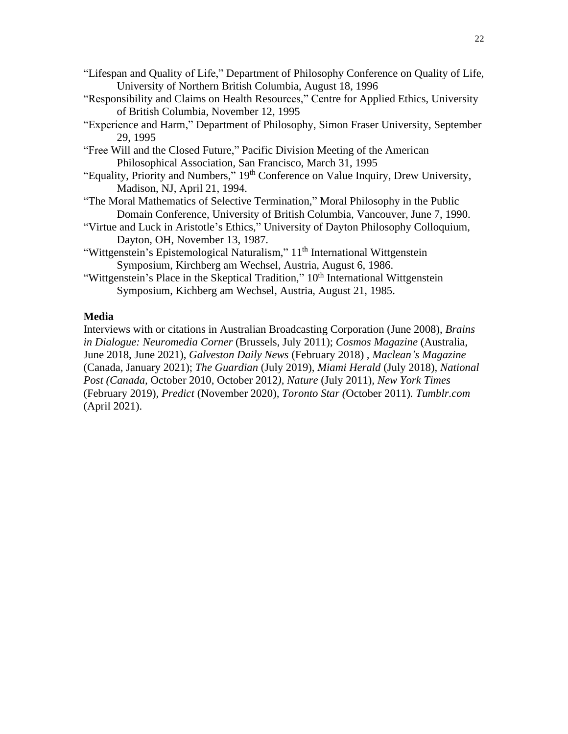"Lifespan and Quality of Life," Department of Philosophy Conference on Quality of Life, University of Northern British Columbia, August 18, 1996

"Responsibility and Claims on Health Resources," Centre for Applied Ethics, University of British Columbia, November 12, 1995

"Experience and Harm," Department of Philosophy, Simon Fraser University, September 29, 1995

"Free Will and the Closed Future," Pacific Division Meeting of the American Philosophical Association, San Francisco, March 31, 1995

"Equality, Priority and Numbers," 19th Conference on Value Inquiry, Drew University, Madison, NJ, April 21, 1994.

"The Moral Mathematics of Selective Termination," Moral Philosophy in the Public Domain Conference, University of British Columbia, Vancouver, June 7, 1990.

"Virtue and Luck in Aristotle's Ethics," University of Dayton Philosophy Colloquium, Dayton, OH, November 13, 1987.

"Wittgenstein's Epistemological Naturalism," 11th International Wittgenstein Symposium, Kirchberg am Wechsel, Austria, August 6, 1986.

"Wittgenstein's Place in the Skeptical Tradition," 10th International Wittgenstein Symposium, Kichberg am Wechsel, Austria, August 21, 1985.

**Media**

Interviews with or citations in Australian Broadcasting Corporation (June 2008), *Brains in Dialogue: Neuromedia Corner* (Brussels, July 2011); *Cosmos Magazine* (Australia, June 2018, June 2021), *Galveston Daily News* (February 2018) , *Maclean's Magazine* (Canada, January 2021); *The Guardian* (July 2019), *Miami Herald* (July 2018), *National Post (Canada,* October 2010, October 2012*)*, *Nature* (July 2011), *New York Times* (February 2019), *Predict* (November 2020), *Toronto Star (*October 2011)*. Tumblr.com* (April 2021).